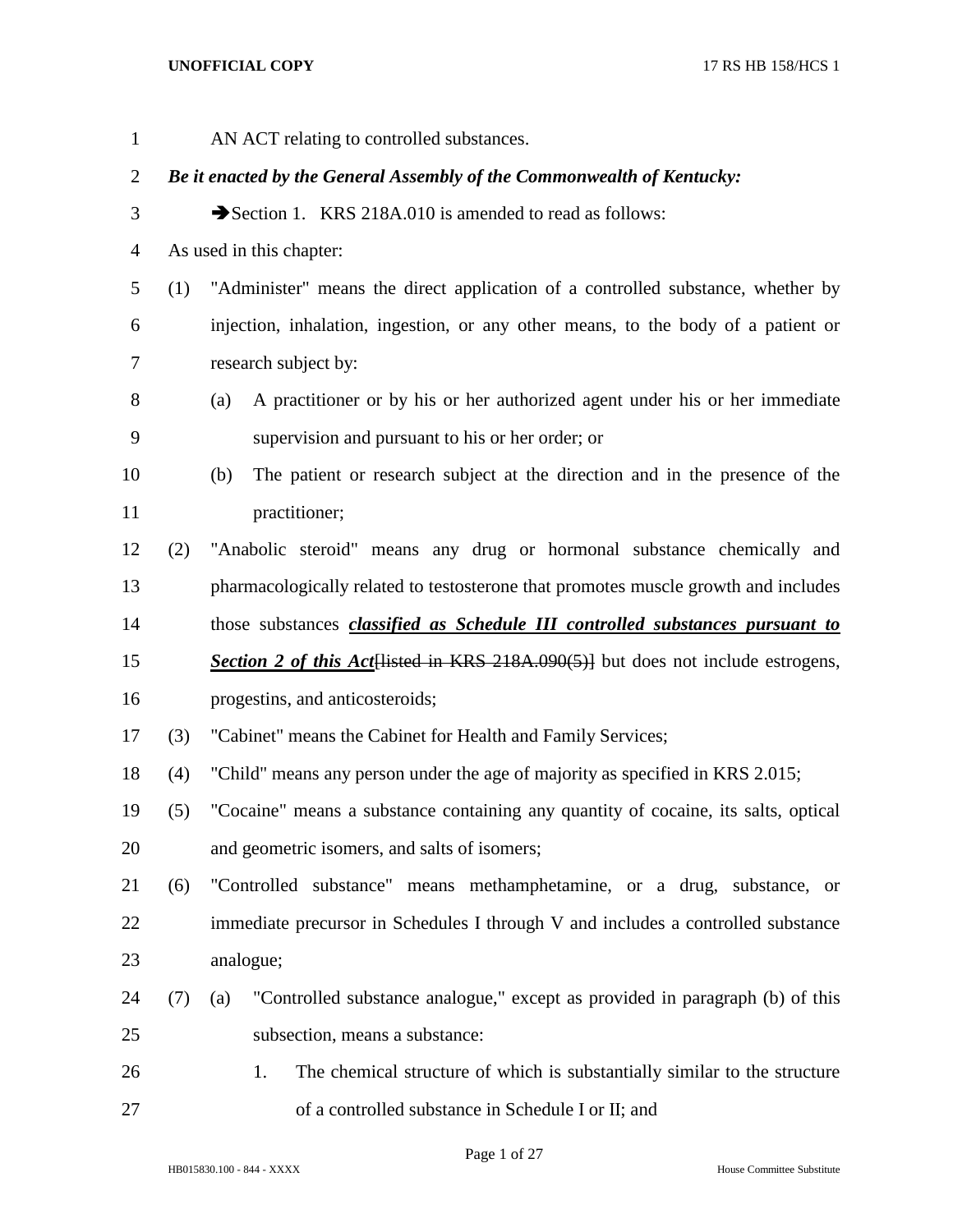AN ACT relating to controlled substances.

***Be it enacted by the General Assembly of the Commonwealth of Kentucky:***

➔Section 1. KRS 218A.010 is amended to read as follows:

As used in this chapter:

(1) "Administer" means the direct application of a controlled substance, whether by injection, inhalation, ingestion, or any other means, to the body of a patient or research subject by:

(a) A practitioner or by his or her authorized agent under his or her immediate supervision and pursuant to his or her order; or

(b) The patient or research subject at the direction and in the presence of the practitioner;

(2) "Anabolic steroid" means any drug or hormonal substance chemically and pharmacologically related to testosterone that promotes muscle growth and includes those substances ***classified as Schedule III controlled substances pursuant to Section 2 of this Act***~~[listed in KRS 218A.090(5)]~~ but does not include estrogens, progestins, and anticosteroids;

(3) "Cabinet" means the Cabinet for Health and Family Services;

(4) "Child" means any person under the age of majority as specified in KRS 2.015;

(5) "Cocaine" means a substance containing any quantity of cocaine, its salts, optical and geometric isomers, and salts of isomers;

(6) "Controlled substance" means methamphetamine, or a drug, substance, or immediate precursor in Schedules I through V and includes a controlled substance analogue;

(7) (a) "Controlled substance analogue," except as provided in paragraph (b) of this subsection, means a substance:

1. The chemical structure of which is substantially similar to the structure of a controlled substance in Schedule I or II; and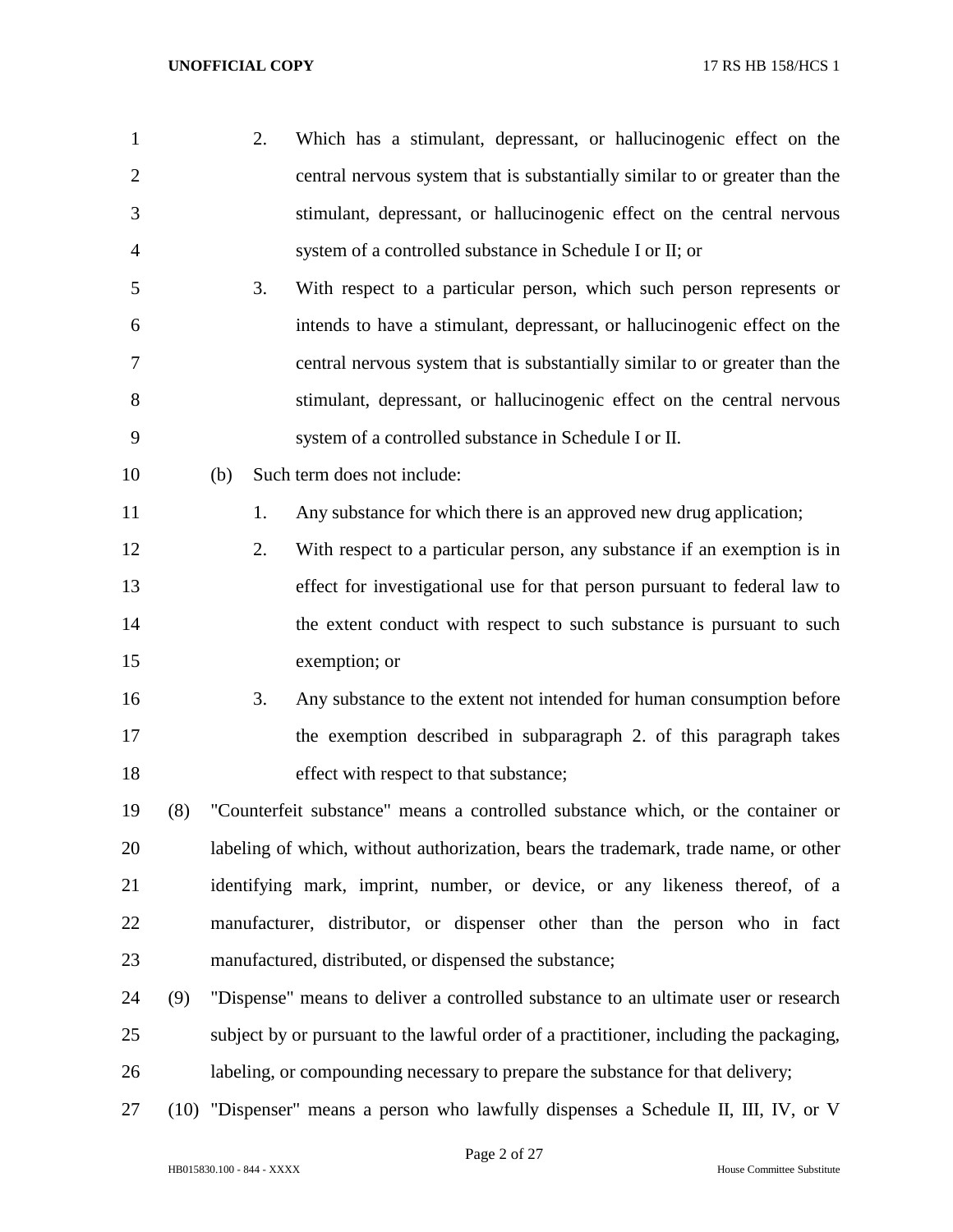2. Which has a stimulant, depressant, or hallucinogenic effect on the central nervous system that is substantially similar to or greater than the stimulant, depressant, or hallucinogenic effect on the central nervous system of a controlled substance in Schedule I or II; or

3. With respect to a particular person, which such person represents or intends to have a stimulant, depressant, or hallucinogenic effect on the central nervous system that is substantially similar to or greater than the stimulant, depressant, or hallucinogenic effect on the central nervous system of a controlled substance in Schedule I or II.

(b) Such term does not include:

1. Any substance for which there is an approved new drug application;

2. With respect to a particular person, any substance if an exemption is in effect for investigational use for that person pursuant to federal law to the extent conduct with respect to such substance is pursuant to such exemption; or

3. Any substance to the extent not intended for human consumption before the exemption described in subparagraph 2. of this paragraph takes effect with respect to that substance;

(8) "Counterfeit substance" means a controlled substance which, or the container or labeling of which, without authorization, bears the trademark, trade name, or other identifying mark, imprint, number, or device, or any likeness thereof, of a manufacturer, distributor, or dispenser other than the person who in fact manufactured, distributed, or dispensed the substance;

(9) "Dispense" means to deliver a controlled substance to an ultimate user or research subject by or pursuant to the lawful order of a practitioner, including the packaging, labeling, or compounding necessary to prepare the substance for that delivery;

(10) "Dispenser" means a person who lawfully dispenses a Schedule II, III, IV, or V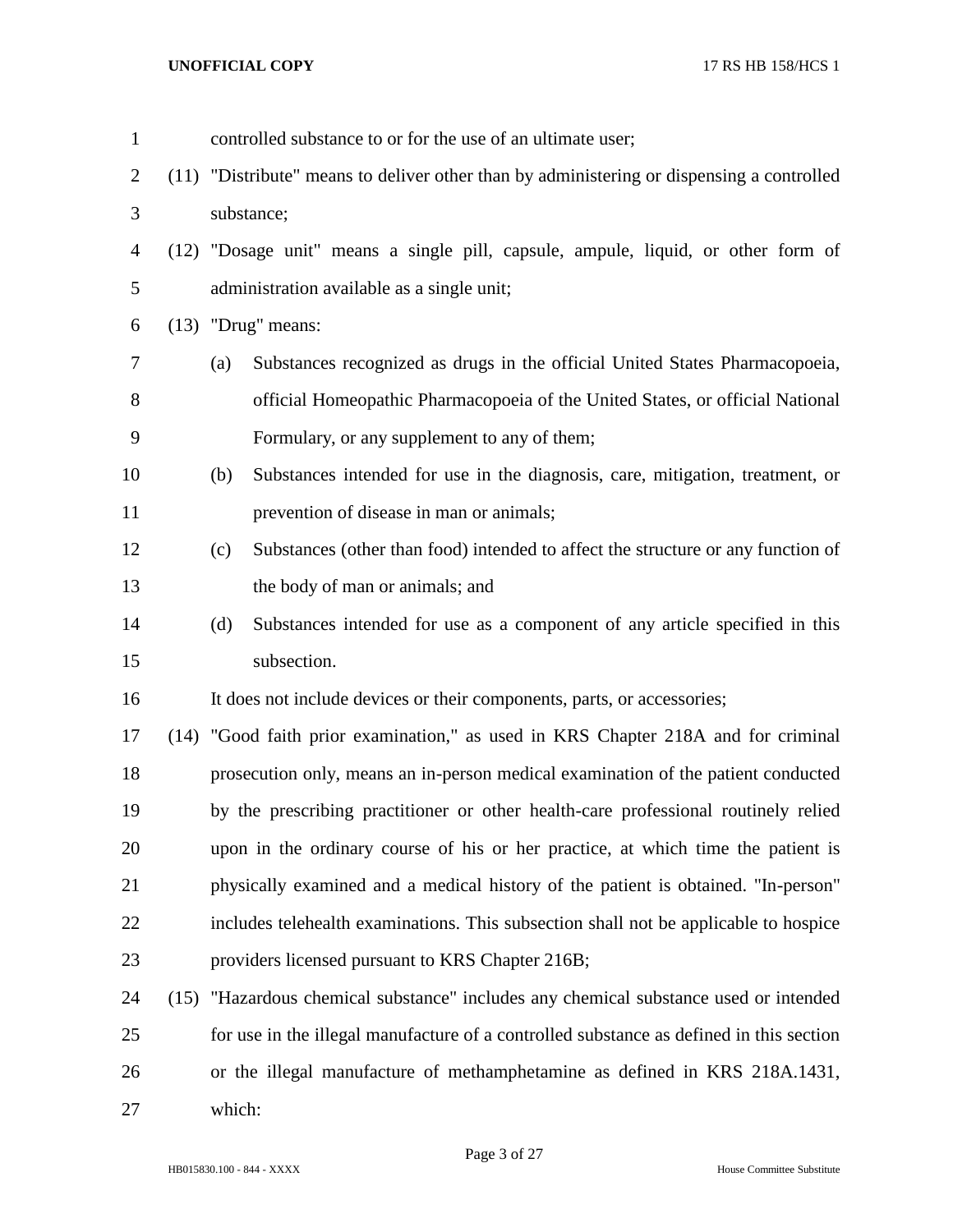controlled substance to or for the use of an ultimate user;

(11) "Distribute" means to deliver other than by administering or dispensing a controlled substance;

(12) "Dosage unit" means a single pill, capsule, ampule, liquid, or other form of administration available as a single unit;

(13) "Drug" means:

(a) Substances recognized as drugs in the official United States Pharmacopoeia, official Homeopathic Pharmacopoeia of the United States, or official National Formulary, or any supplement to any of them;

(b) Substances intended for use in the diagnosis, care, mitigation, treatment, or prevention of disease in man or animals;

(c) Substances (other than food) intended to affect the structure or any function of the body of man or animals; and

(d) Substances intended for use as a component of any article specified in this subsection.

It does not include devices or their components, parts, or accessories;

(14) "Good faith prior examination," as used in KRS Chapter 218A and for criminal prosecution only, means an in-person medical examination of the patient conducted by the prescribing practitioner or other health-care professional routinely relied upon in the ordinary course of his or her practice, at which time the patient is physically examined and a medical history of the patient is obtained. "In-person" includes telehealth examinations. This subsection shall not be applicable to hospice providers licensed pursuant to KRS Chapter 216B;

(15) "Hazardous chemical substance" includes any chemical substance used or intended for use in the illegal manufacture of a controlled substance as defined in this section or the illegal manufacture of methamphetamine as defined in KRS 218A.1431, which: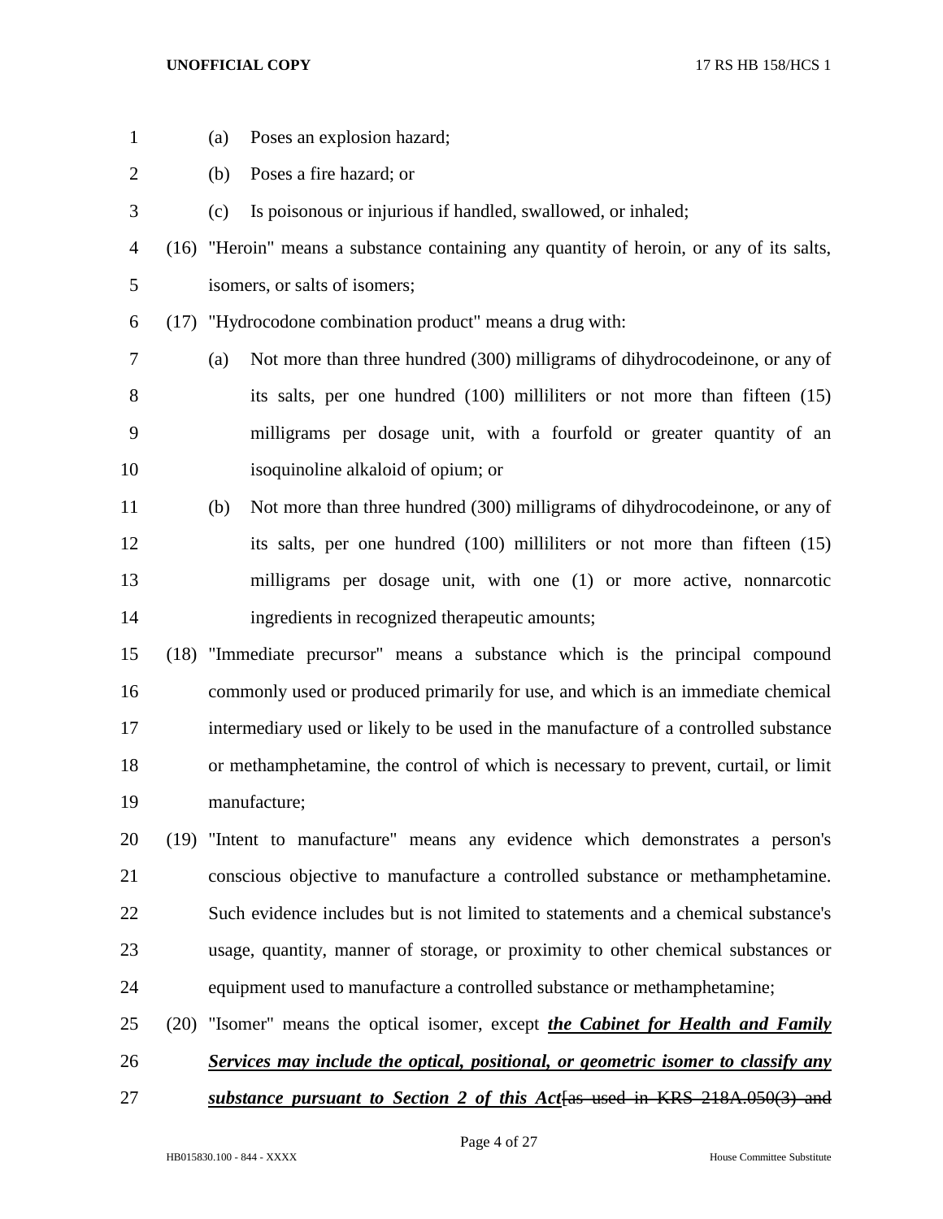(a) Poses an explosion hazard;

(b) Poses a fire hazard; or

(c) Is poisonous or injurious if handled, swallowed, or inhaled;

(16) "Heroin" means a substance containing any quantity of heroin, or any of its salts, isomers, or salts of isomers;

(17) "Hydrocodone combination product" means a drug with:

(a) Not more than three hundred (300) milligrams of dihydrocodeinone, or any of its salts, per one hundred (100) milliliters or not more than fifteen (15) milligrams per dosage unit, with a fourfold or greater quantity of an isoquinoline alkaloid of opium; or

(b) Not more than three hundred (300) milligrams of dihydrocodeinone, or any of its salts, per one hundred (100) milliliters or not more than fifteen (15) milligrams per dosage unit, with one (1) or more active, nonnarcotic ingredients in recognized therapeutic amounts;

(18) "Immediate precursor" means a substance which is the principal compound commonly used or produced primarily for use, and which is an immediate chemical intermediary used or likely to be used in the manufacture of a controlled substance or methamphetamine, the control of which is necessary to prevent, curtail, or limit manufacture;

(19) "Intent to manufacture" means any evidence which demonstrates a person's conscious objective to manufacture a controlled substance or methamphetamine. Such evidence includes but is not limited to statements and a chemical substance's usage, quantity, manner of storage, or proximity to other chemical substances or equipment used to manufacture a controlled substance or methamphetamine;

(20) "Isomer" means the optical isomer, except ***the Cabinet for Health and Family Services may include the optical, positional, or geometric isomer to classify any substance pursuant to Section 2 of this Act***~~[as used in KRS 218A.050(3) and~~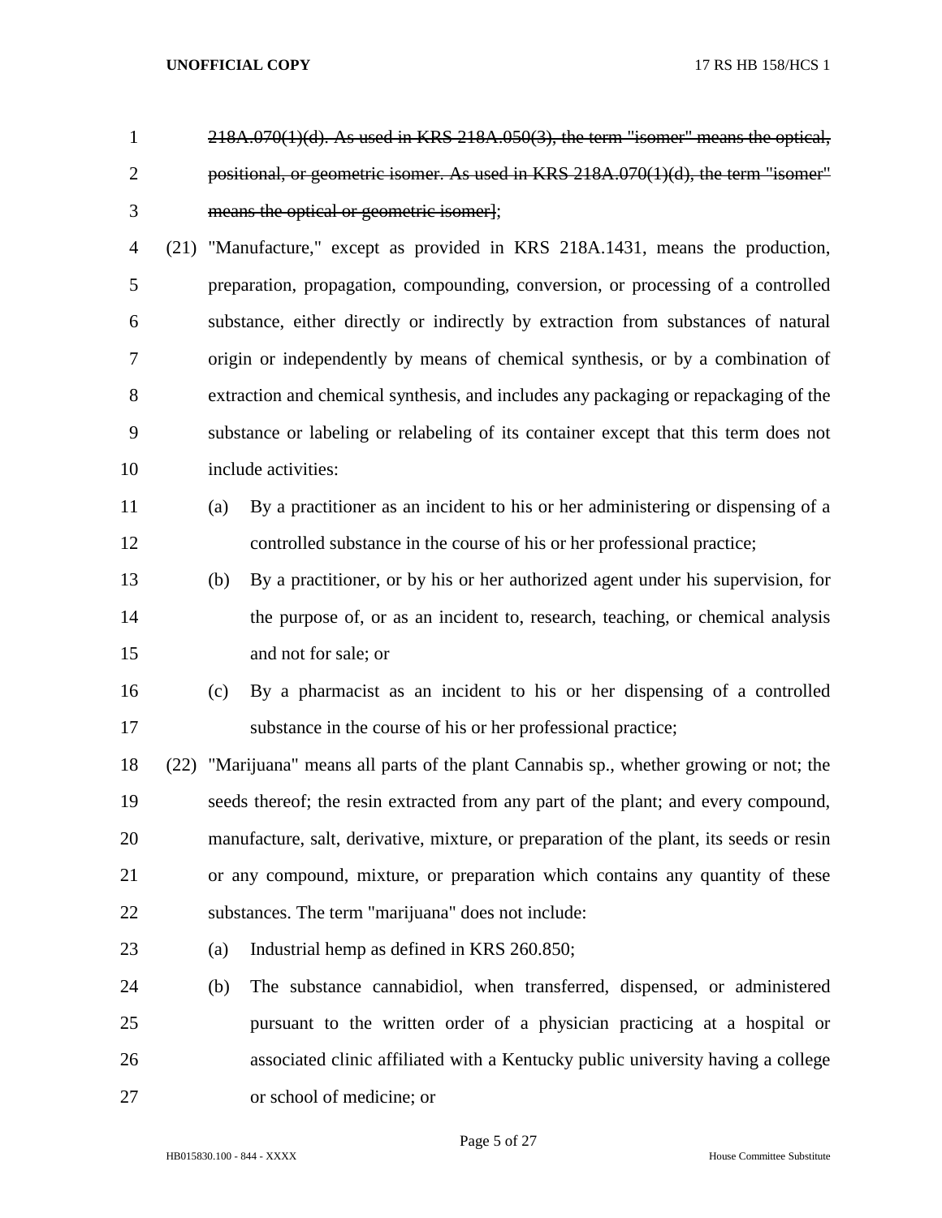~~218A.070(1)(d). As used in KRS 218A.050(3), the term "isomer" means the optical, positional, or geometric isomer. As used in KRS 218A.070(1)(d), the term "isomer" means the optical or geometric isomer~~];

(21) "Manufacture," except as provided in KRS 218A.1431, means the production, preparation, propagation, compounding, conversion, or processing of a controlled substance, either directly or indirectly by extraction from substances of natural origin or independently by means of chemical synthesis, or by a combination of extraction and chemical synthesis, and includes any packaging or repackaging of the substance or labeling or relabeling of its container except that this term does not include activities:

(a) By a practitioner as an incident to his or her administering or dispensing of a controlled substance in the course of his or her professional practice;

(b) By a practitioner, or by his or her authorized agent under his supervision, for the purpose of, or as an incident to, research, teaching, or chemical analysis and not for sale; or

(c) By a pharmacist as an incident to his or her dispensing of a controlled substance in the course of his or her professional practice;

(22) "Marijuana" means all parts of the plant Cannabis sp., whether growing or not; the seeds thereof; the resin extracted from any part of the plant; and every compound, manufacture, salt, derivative, mixture, or preparation of the plant, its seeds or resin or any compound, mixture, or preparation which contains any quantity of these substances. The term "marijuana" does not include:

(a) Industrial hemp as defined in KRS 260.850;

(b) The substance cannabidiol, when transferred, dispensed, or administered pursuant to the written order of a physician practicing at a hospital or associated clinic affiliated with a Kentucky public university having a college or school of medicine; or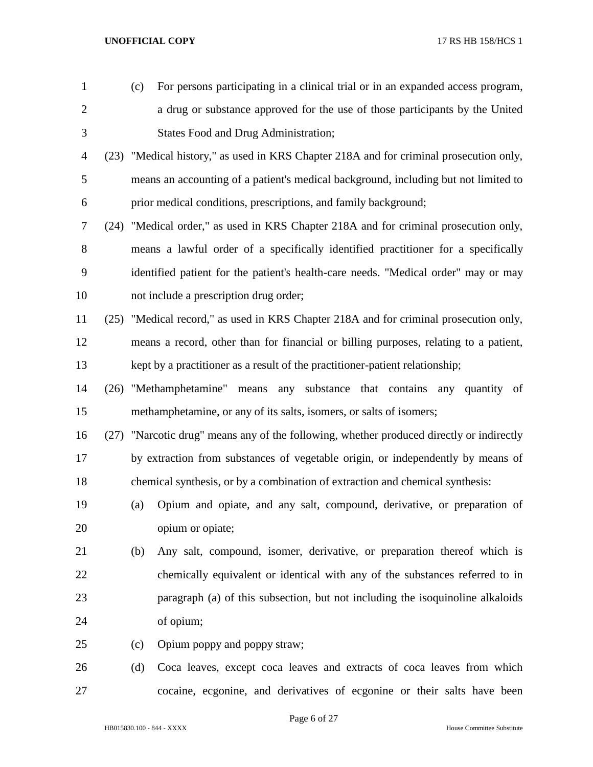(c) For persons participating in a clinical trial or in an expanded access program, a drug or substance approved for the use of those participants by the United States Food and Drug Administration;

(23) "Medical history," as used in KRS Chapter 218A and for criminal prosecution only, means an accounting of a patient's medical background, including but not limited to prior medical conditions, prescriptions, and family background;

(24) "Medical order," as used in KRS Chapter 218A and for criminal prosecution only, means a lawful order of a specifically identified practitioner for a specifically identified patient for the patient's health-care needs. "Medical order" may or may not include a prescription drug order;

(25) "Medical record," as used in KRS Chapter 218A and for criminal prosecution only, means a record, other than for financial or billing purposes, relating to a patient, kept by a practitioner as a result of the practitioner-patient relationship;

(26) "Methamphetamine" means any substance that contains any quantity of methamphetamine, or any of its salts, isomers, or salts of isomers;

(27) "Narcotic drug" means any of the following, whether produced directly or indirectly by extraction from substances of vegetable origin, or independently by means of chemical synthesis, or by a combination of extraction and chemical synthesis:

(a) Opium and opiate, and any salt, compound, derivative, or preparation of opium or opiate;

(b) Any salt, compound, isomer, derivative, or preparation thereof which is chemically equivalent or identical with any of the substances referred to in paragraph (a) of this subsection, but not including the isoquinoline alkaloids of opium;

(c) Opium poppy and poppy straw;

(d) Coca leaves, except coca leaves and extracts of coca leaves from which cocaine, ecgonine, and derivatives of ecgonine or their salts have been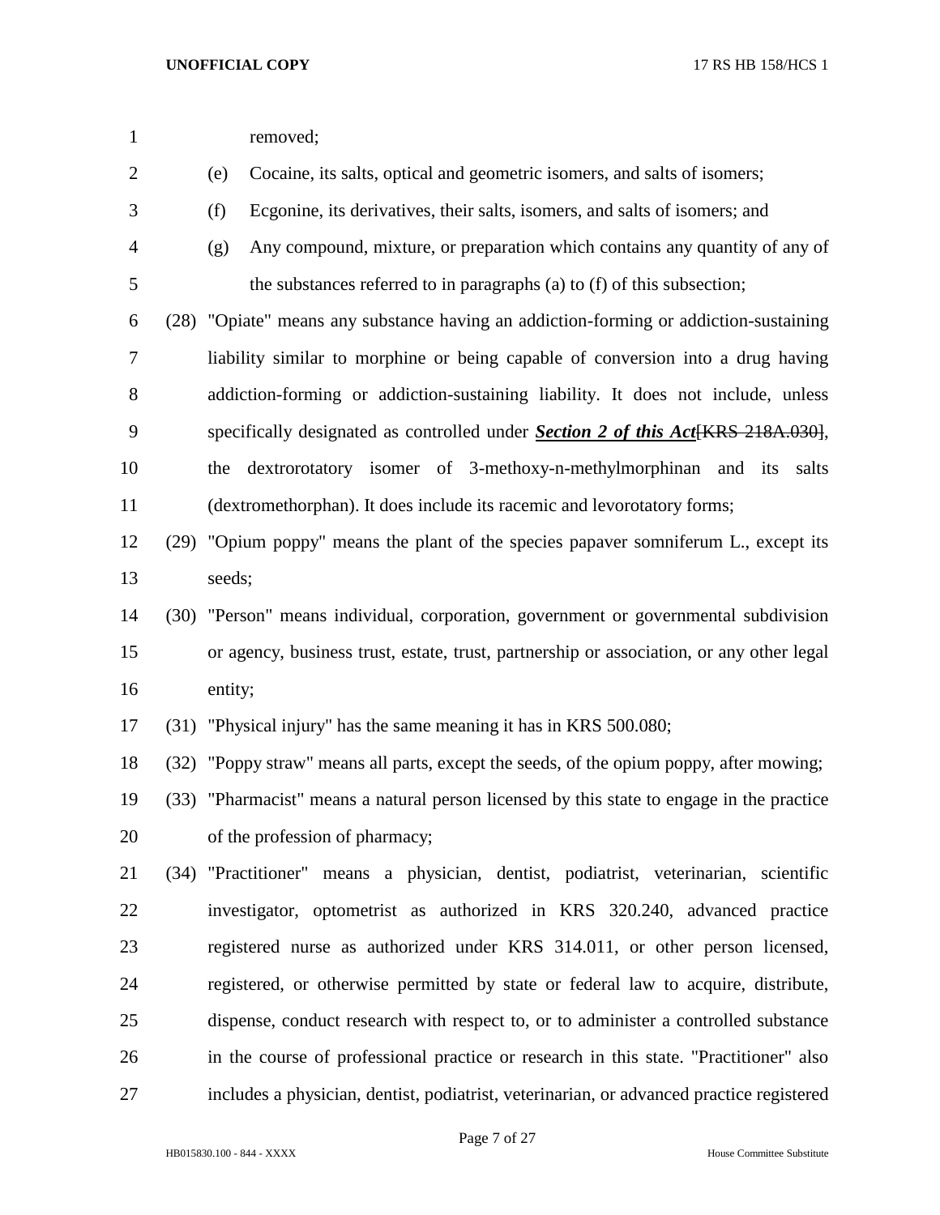removed;

(e) Cocaine, its salts, optical and geometric isomers, and salts of isomers;

(f) Ecgonine, its derivatives, their salts, isomers, and salts of isomers; and

(g) Any compound, mixture, or preparation which contains any quantity of any of the substances referred to in paragraphs (a) to (f) of this subsection;

(28) "Opiate" means any substance having an addiction-forming or addiction-sustaining liability similar to morphine or being capable of conversion into a drug having addiction-forming or addiction-sustaining liability. It does not include, unless specifically designated as controlled under ***Section 2 of this Act***~~[KRS 218A.030]~~, the dextrorotatory isomer of 3-methoxy-n-methylmorphinan and its salts (dextromethorphan). It does include its racemic and levorotatory forms;

(29) "Opium poppy" means the plant of the species papaver somniferum L., except its seeds;

(30) "Person" means individual, corporation, government or governmental subdivision or agency, business trust, estate, trust, partnership or association, or any other legal entity;

(31) "Physical injury" has the same meaning it has in KRS 500.080;

(32) "Poppy straw" means all parts, except the seeds, of the opium poppy, after mowing;

(33) "Pharmacist" means a natural person licensed by this state to engage in the practice of the profession of pharmacy;

(34) "Practitioner" means a physician, dentist, podiatrist, veterinarian, scientific investigator, optometrist as authorized in KRS 320.240, advanced practice registered nurse as authorized under KRS 314.011, or other person licensed, registered, or otherwise permitted by state or federal law to acquire, distribute, dispense, conduct research with respect to, or to administer a controlled substance in the course of professional practice or research in this state. "Practitioner" also includes a physician, dentist, podiatrist, veterinarian, or advanced practice registered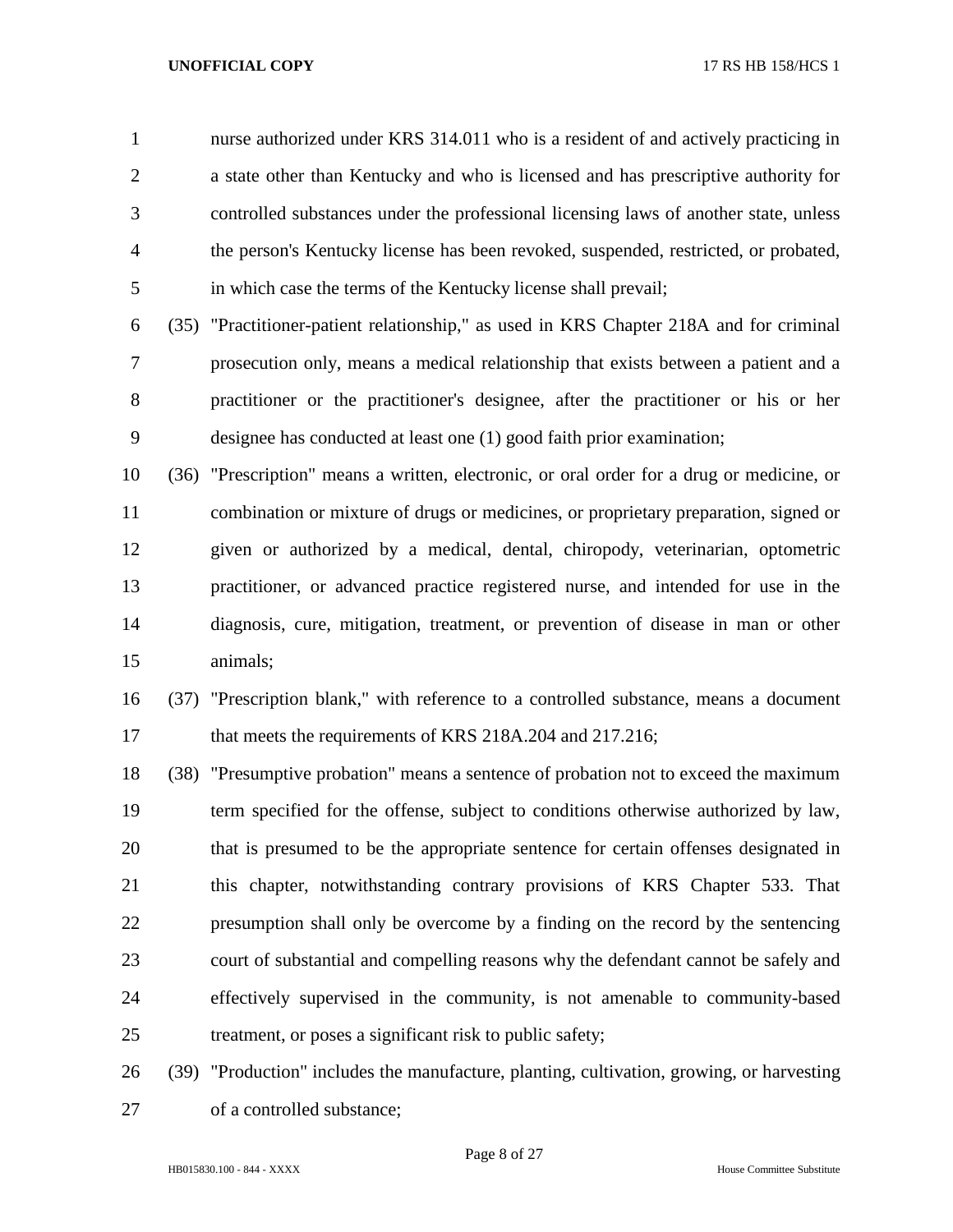nurse authorized under KRS 314.011 who is a resident of and actively practicing in a state other than Kentucky and who is licensed and has prescriptive authority for controlled substances under the professional licensing laws of another state, unless the person's Kentucky license has been revoked, suspended, restricted, or probated, in which case the terms of the Kentucky license shall prevail;

(35) "Practitioner-patient relationship," as used in KRS Chapter 218A and for criminal prosecution only, means a medical relationship that exists between a patient and a practitioner or the practitioner's designee, after the practitioner or his or her designee has conducted at least one (1) good faith prior examination;

(36) "Prescription" means a written, electronic, or oral order for a drug or medicine, or combination or mixture of drugs or medicines, or proprietary preparation, signed or given or authorized by a medical, dental, chiropody, veterinarian, optometric practitioner, or advanced practice registered nurse, and intended for use in the diagnosis, cure, mitigation, treatment, or prevention of disease in man or other animals;

(37) "Prescription blank," with reference to a controlled substance, means a document that meets the requirements of KRS 218A.204 and 217.216;

(38) "Presumptive probation" means a sentence of probation not to exceed the maximum term specified for the offense, subject to conditions otherwise authorized by law, that is presumed to be the appropriate sentence for certain offenses designated in this chapter, notwithstanding contrary provisions of KRS Chapter 533. That presumption shall only be overcome by a finding on the record by the sentencing court of substantial and compelling reasons why the defendant cannot be safely and effectively supervised in the community, is not amenable to community-based treatment, or poses a significant risk to public safety;

(39) "Production" includes the manufacture, planting, cultivation, growing, or harvesting of a controlled substance;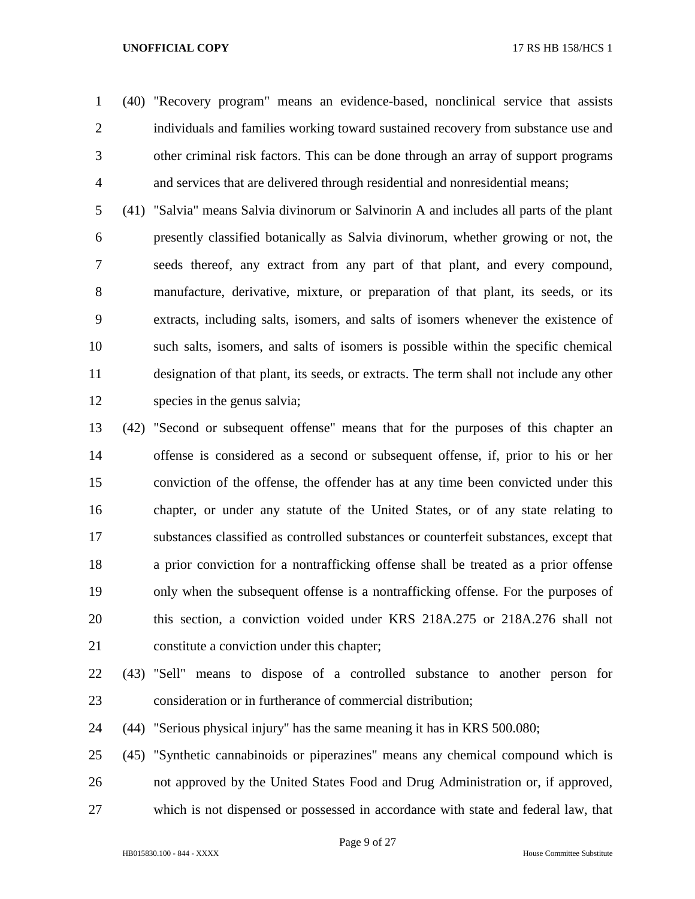(40) "Recovery program" means an evidence-based, nonclinical service that assists individuals and families working toward sustained recovery from substance use and other criminal risk factors. This can be done through an array of support programs and services that are delivered through residential and nonresidential means;

(41) "Salvia" means Salvia divinorum or Salvinorin A and includes all parts of the plant presently classified botanically as Salvia divinorum, whether growing or not, the seeds thereof, any extract from any part of that plant, and every compound, manufacture, derivative, mixture, or preparation of that plant, its seeds, or its extracts, including salts, isomers, and salts of isomers whenever the existence of such salts, isomers, and salts of isomers is possible within the specific chemical designation of that plant, its seeds, or extracts. The term shall not include any other species in the genus salvia;

(42) "Second or subsequent offense" means that for the purposes of this chapter an offense is considered as a second or subsequent offense, if, prior to his or her conviction of the offense, the offender has at any time been convicted under this chapter, or under any statute of the United States, or of any state relating to substances classified as controlled substances or counterfeit substances, except that a prior conviction for a nontrafficking offense shall be treated as a prior offense only when the subsequent offense is a nontrafficking offense. For the purposes of this section, a conviction voided under KRS 218A.275 or 218A.276 shall not constitute a conviction under this chapter;

(43) "Sell" means to dispose of a controlled substance to another person for consideration or in furtherance of commercial distribution;

(44) "Serious physical injury" has the same meaning it has in KRS 500.080;

(45) "Synthetic cannabinoids or piperazines" means any chemical compound which is not approved by the United States Food and Drug Administration or, if approved, which is not dispensed or possessed in accordance with state and federal law, that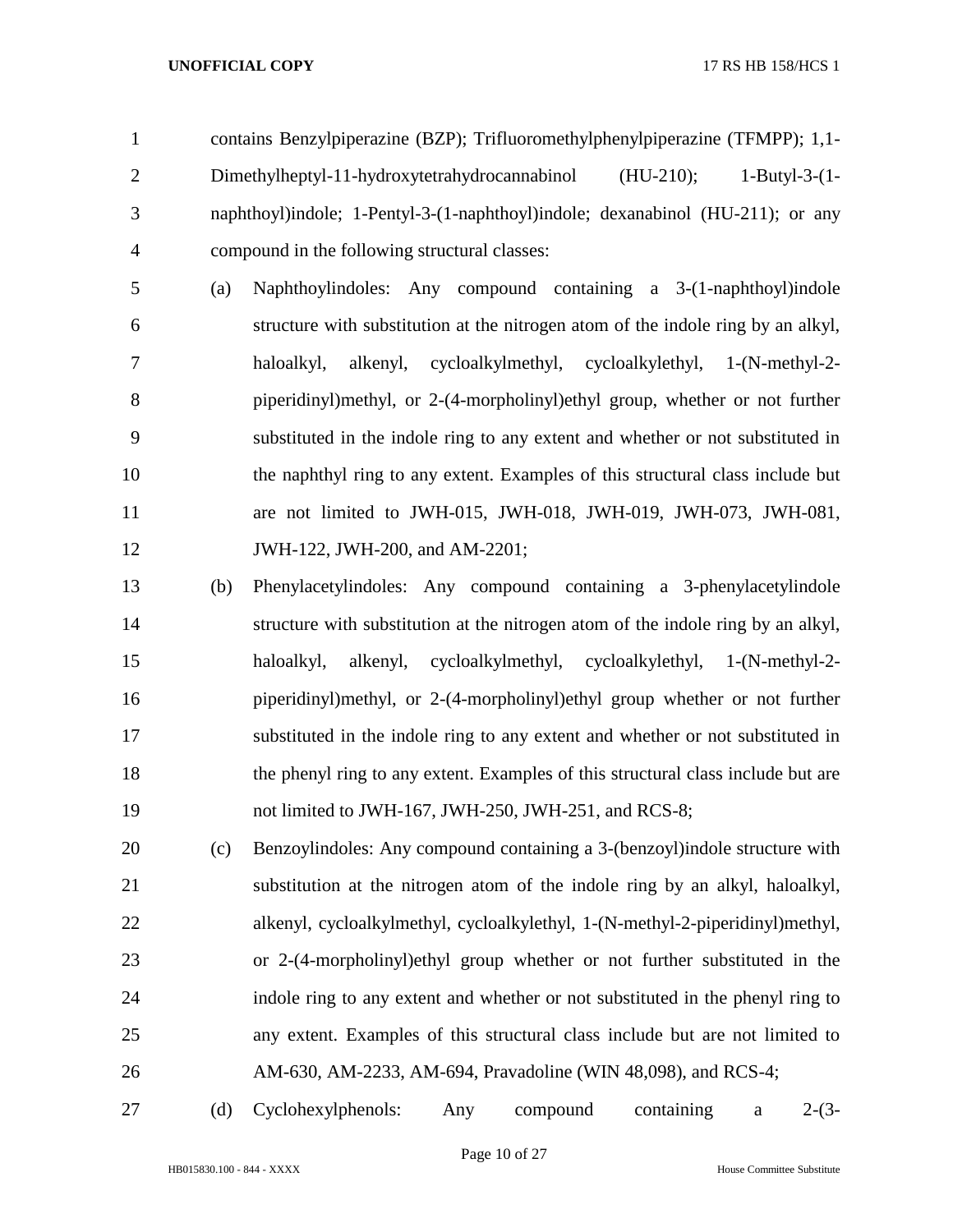contains Benzylpiperazine (BZP); Trifluoromethylphenylpiperazine (TFMPP); 1,1-Dimethylheptyl-11-hydroxytetrahydrocannabinol (HU-210); 1-Butyl-3-(1-naphthoyl)indole; 1-Pentyl-3-(1-naphthoyl)indole; dexanabinol (HU-211); or any compound in the following structural classes:

(a) Naphthoylindoles: Any compound containing a 3-(1-naphthoyl)indole structure with substitution at the nitrogen atom of the indole ring by an alkyl, haloalkyl, alkenyl, cycloalkylmethyl, cycloalkylethyl, 1-(N-methyl-2-piperidinyl)methyl, or 2-(4-morpholinyl)ethyl group, whether or not further substituted in the indole ring to any extent and whether or not substituted in the naphthyl ring to any extent. Examples of this structural class include but are not limited to JWH-015, JWH-018, JWH-019, JWH-073, JWH-081, JWH-122, JWH-200, and AM-2201;

(b) Phenylacetylindoles: Any compound containing a 3-phenylacetylindole structure with substitution at the nitrogen atom of the indole ring by an alkyl, haloalkyl, alkenyl, cycloalkylmethyl, cycloalkylethyl, 1-(N-methyl-2-piperidinyl)methyl, or 2-(4-morpholinyl)ethyl group whether or not further substituted in the indole ring to any extent and whether or not substituted in the phenyl ring to any extent. Examples of this structural class include but are not limited to JWH-167, JWH-250, JWH-251, and RCS-8;

(c) Benzoylindoles: Any compound containing a 3-(benzoyl)indole structure with substitution at the nitrogen atom of the indole ring by an alkyl, haloalkyl, alkenyl, cycloalkylmethyl, cycloalkylethyl, 1-(N-methyl-2-piperidinyl)methyl, or 2-(4-morpholinyl)ethyl group whether or not further substituted in the indole ring to any extent and whether or not substituted in the phenyl ring to any extent. Examples of this structural class include but are not limited to AM-630, AM-2233, AM-694, Pravadoline (WIN 48,098), and RCS-4;

(d) Cyclohexylphenols: Any compound containing a 2-(3-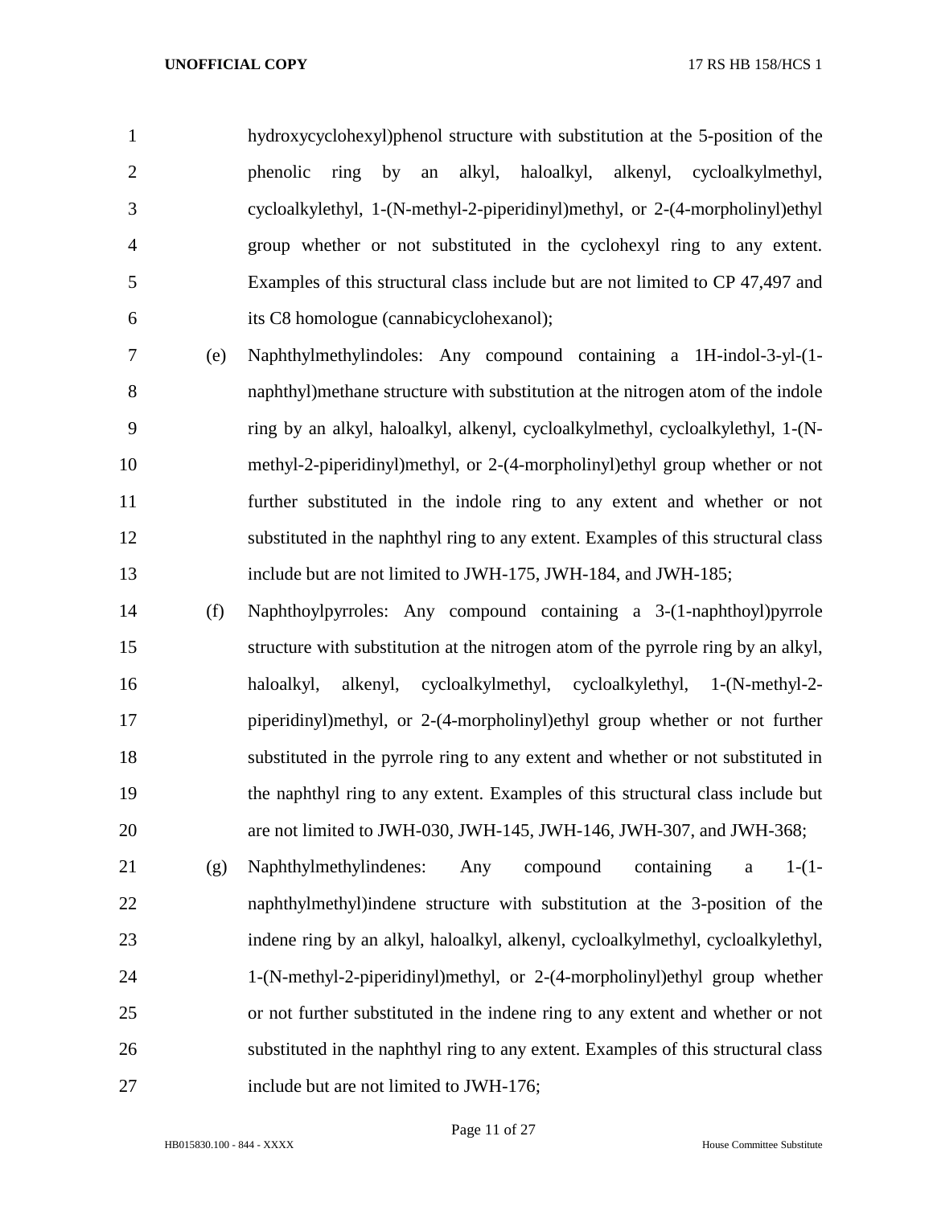hydroxycyclohexyl)phenol structure with substitution at the 5-position of the phenolic ring by an alkyl, haloalkyl, alkenyl, cycloalkylmethyl, cycloalkylethyl, 1-(N-methyl-2-piperidinyl)methyl, or 2-(4-morpholinyl)ethyl group whether or not substituted in the cyclohexyl ring to any extent. Examples of this structural class include but are not limited to CP 47,497 and its C8 homologue (cannabicyclohexanol);

(e) Naphthylmethylindoles: Any compound containing a 1H-indol-3-yl-(1-naphthyl)methane structure with substitution at the nitrogen atom of the indole ring by an alkyl, haloalkyl, alkenyl, cycloalkylmethyl, cycloalkylethyl, 1-(N-methyl-2-piperidinyl)methyl, or 2-(4-morpholinyl)ethyl group whether or not further substituted in the indole ring to any extent and whether or not substituted in the naphthyl ring to any extent. Examples of this structural class include but are not limited to JWH-175, JWH-184, and JWH-185;

(f) Naphthoylpyrroles: Any compound containing a 3-(1-naphthoyl)pyrrole structure with substitution at the nitrogen atom of the pyrrole ring by an alkyl, haloalkyl, alkenyl, cycloalkylmethyl, cycloalkylethyl, 1-(N-methyl-2-piperidinyl)methyl, or 2-(4-morpholinyl)ethyl group whether or not further substituted in the pyrrole ring to any extent and whether or not substituted in the naphthyl ring to any extent. Examples of this structural class include but are not limited to JWH-030, JWH-145, JWH-146, JWH-307, and JWH-368;

(g) Naphthylmethylindenes: Any compound containing a 1-(1-naphthylmethyl)indene structure with substitution at the 3-position of the indene ring by an alkyl, haloalkyl, alkenyl, cycloalkylmethyl, cycloalkylethyl, 1-(N-methyl-2-piperidinyl)methyl, or 2-(4-morpholinyl)ethyl group whether or not further substituted in the indene ring to any extent and whether or not substituted in the naphthyl ring to any extent. Examples of this structural class include but are not limited to JWH-176;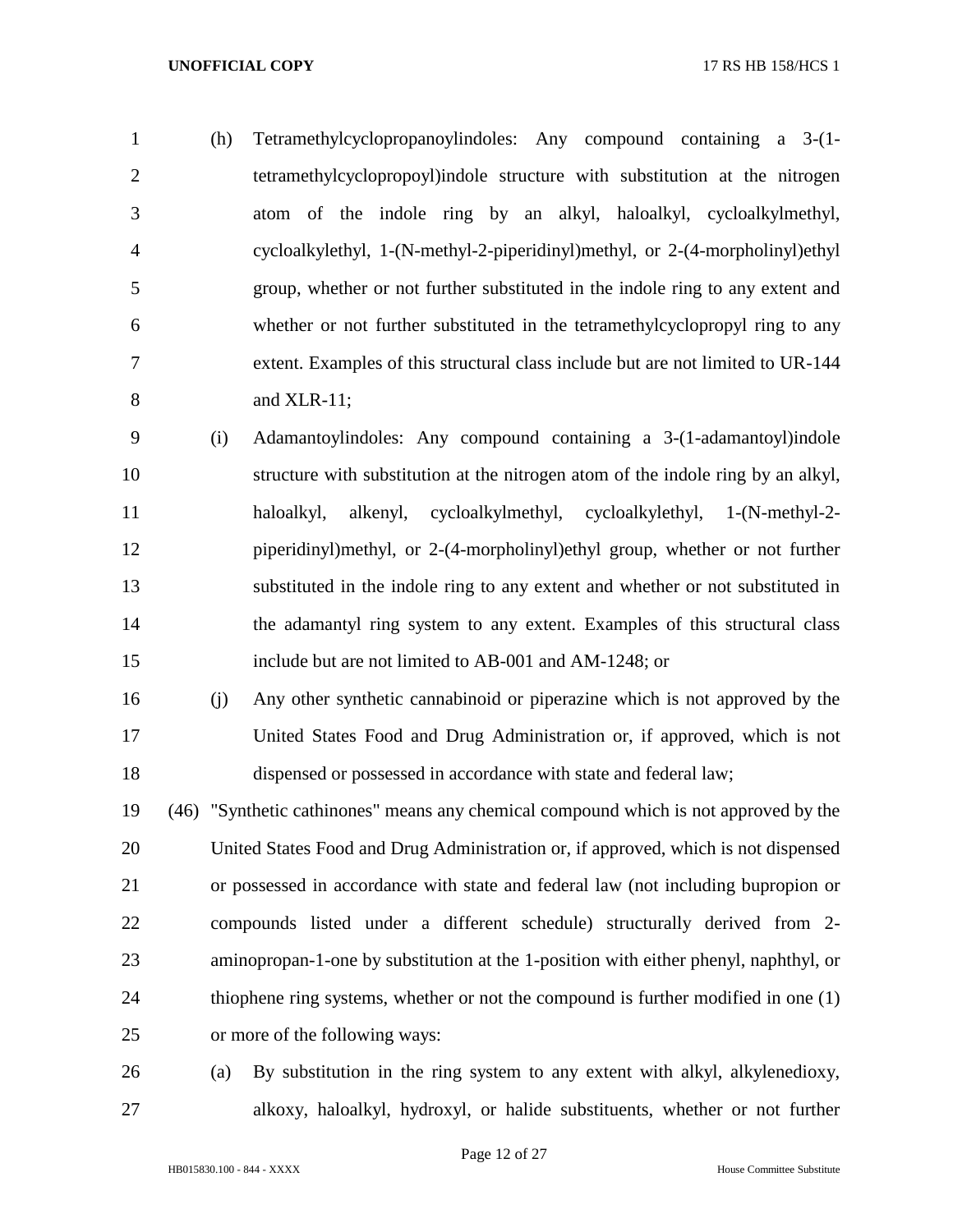(h) Tetramethylcyclopropanoylindoles: Any compound containing a 3-(1-tetramethylcyclopropoyl)indole structure with substitution at the nitrogen atom of the indole ring by an alkyl, haloalkyl, cycloalkylmethyl, cycloalkylethyl, 1-(N-methyl-2-piperidinyl)methyl, or 2-(4-morpholinyl)ethyl group, whether or not further substituted in the indole ring to any extent and whether or not further substituted in the tetramethylcyclopropyl ring to any extent. Examples of this structural class include but are not limited to UR-144 and XLR-11;

(i) Adamantoylindoles: Any compound containing a 3-(1-adamantoyl)indole structure with substitution at the nitrogen atom of the indole ring by an alkyl, haloalkyl, alkenyl, cycloalkylmethyl, cycloalkylethyl, 1-(N-methyl-2-piperidinyl)methyl, or 2-(4-morpholinyl)ethyl group, whether or not further substituted in the indole ring to any extent and whether or not substituted in the adamantyl ring system to any extent. Examples of this structural class include but are not limited to AB-001 and AM-1248; or

(j) Any other synthetic cannabinoid or piperazine which is not approved by the United States Food and Drug Administration or, if approved, which is not dispensed or possessed in accordance with state and federal law;

(46) "Synthetic cathinones" means any chemical compound which is not approved by the United States Food and Drug Administration or, if approved, which is not dispensed or possessed in accordance with state and federal law (not including bupropion or compounds listed under a different schedule) structurally derived from 2-aminopropan-1-one by substitution at the 1-position with either phenyl, naphthyl, or thiophene ring systems, whether or not the compound is further modified in one (1) or more of the following ways:

(a) By substitution in the ring system to any extent with alkyl, alkylenedioxy, alkoxy, haloalkyl, hydroxyl, or halide substituents, whether or not further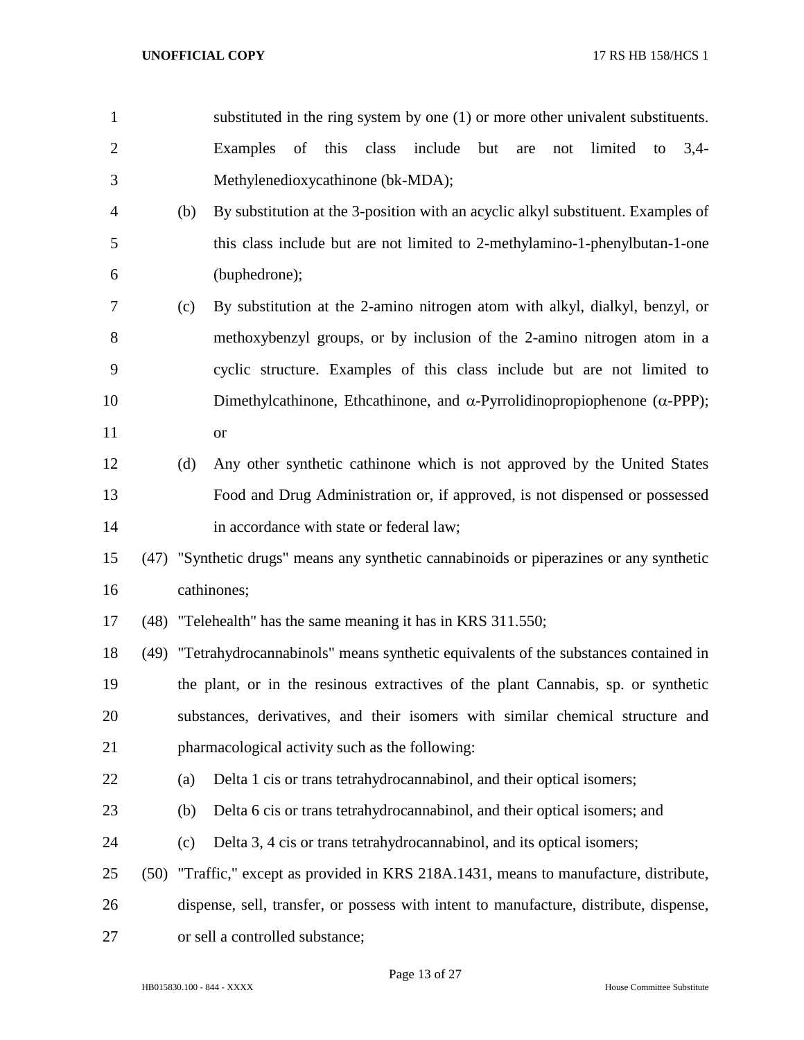substituted in the ring system by one (1) or more other univalent substituents. Examples of this class include but are not limited to 3,4-Methylenedioxycathinone (bk-MDA);

(b) By substitution at the 3-position with an acyclic alkyl substituent. Examples of this class include but are not limited to 2-methylamino-1-phenylbutan-1-one (buphedrone);

(c) By substitution at the 2-amino nitrogen atom with alkyl, dialkyl, benzyl, or methoxybenzyl groups, or by inclusion of the 2-amino nitrogen atom in a cyclic structure. Examples of this class include but are not limited to Dimethylcathinone, Ethcathinone, and α-Pyrrolidinopropiophenone (α-PPP); or

(d) Any other synthetic cathinone which is not approved by the United States Food and Drug Administration or, if approved, is not dispensed or possessed in accordance with state or federal law;

(47) "Synthetic drugs" means any synthetic cannabinoids or piperazines or any synthetic cathinones;

(48) "Telehealth" has the same meaning it has in KRS 311.550;

(49) "Tetrahydrocannabinols" means synthetic equivalents of the substances contained in the plant, or in the resinous extractives of the plant Cannabis, sp. or synthetic substances, derivatives, and their isomers with similar chemical structure and pharmacological activity such as the following:

(a) Delta 1 cis or trans tetrahydrocannabinol, and their optical isomers;

(b) Delta 6 cis or trans tetrahydrocannabinol, and their optical isomers; and

(c) Delta 3, 4 cis or trans tetrahydrocannabinol, and its optical isomers;

(50) "Traffic," except as provided in KRS 218A.1431, means to manufacture, distribute, dispense, sell, transfer, or possess with intent to manufacture, distribute, dispense, or sell a controlled substance;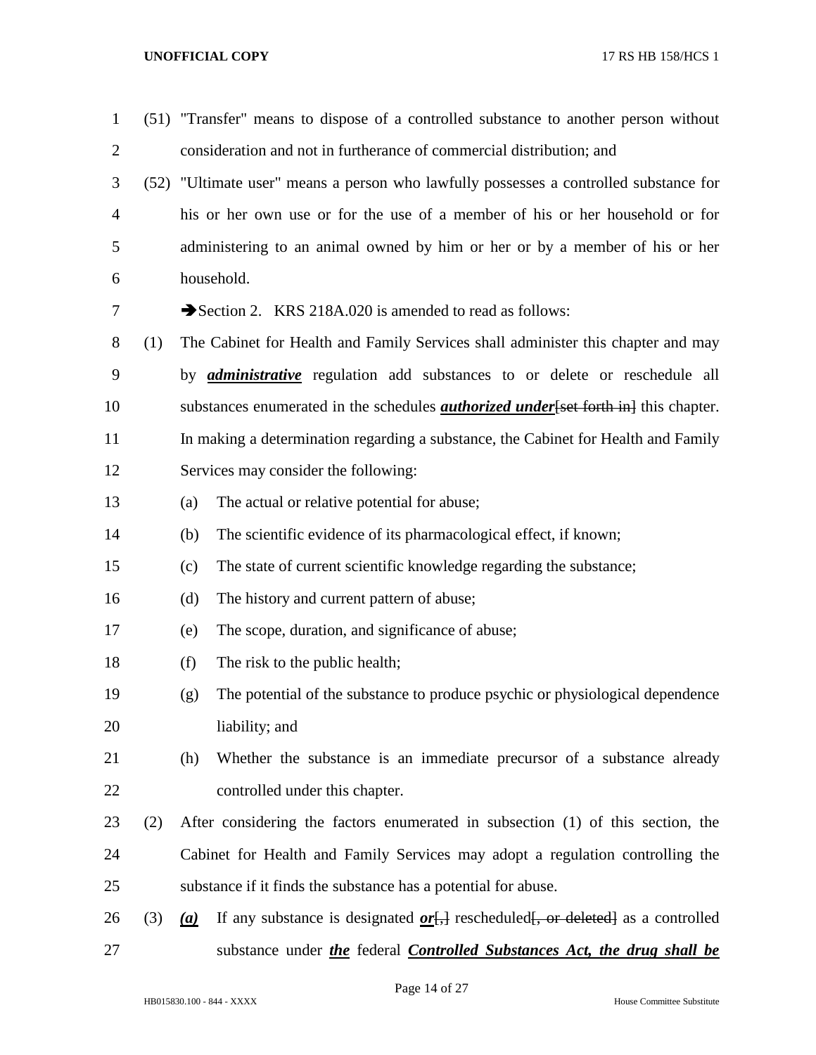(51) "Transfer" means to dispose of a controlled substance to another person without consideration and not in furtherance of commercial distribution; and

(52) "Ultimate user" means a person who lawfully possesses a controlled substance for his or her own use or for the use of a member of his or her household or for administering to an animal owned by him or her or by a member of his or her household.

➔Section 2. KRS 218A.020 is amended to read as follows:

(1) The Cabinet for Health and Family Services shall administer this chapter and may by ***administrative*** regulation add substances to or delete or reschedule all substances enumerated in the schedules ***authorized under***~~[set forth in]~~ this chapter. In making a determination regarding a substance, the Cabinet for Health and Family Services may consider the following:

   (a) The actual or relative potential for abuse;

   (b) The scientific evidence of its pharmacological effect, if known;

   (c) The state of current scientific knowledge regarding the substance;

   (d) The history and current pattern of abuse;

   (e) The scope, duration, and significance of abuse;

   (f) The risk to the public health;

   (g) The potential of the substance to produce psychic or physiological dependence liability; and

   (h) Whether the substance is an immediate precursor of a substance already controlled under this chapter.

(2) After considering the factors enumerated in subsection (1) of this section, the Cabinet for Health and Family Services may adopt a regulation controlling the substance if it finds the substance has a potential for abuse.

(3) ***(a)*** If any substance is designated ***or***~~[,]~~ rescheduled~~[, or deleted]~~ as a controlled substance under ***the*** federal ***Controlled Substances Act, the drug shall be***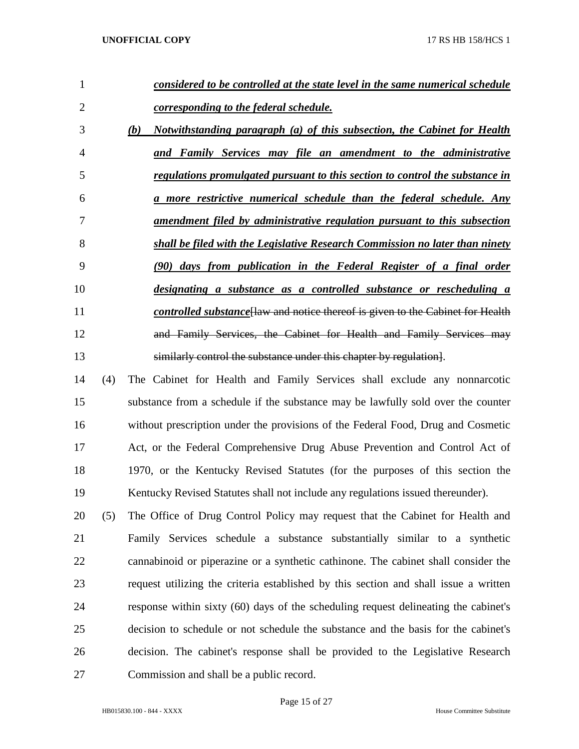*considered to be controlled at the state level in the same numerical schedule corresponding to the federal schedule.*

*(b) Notwithstanding paragraph (a) of this subsection, the Cabinet for Health and Family Services may file an amendment to the administrative regulations promulgated pursuant to this section to control the substance in a more restrictive numerical schedule than the federal schedule. Any amendment filed by administrative regulation pursuant to this subsection shall be filed with the Legislative Research Commission no later than ninety (90) days from publication in the Federal Register of a final order designating a substance as a controlled substance or rescheduling a controlled substance*[~~law and notice thereof is given to the Cabinet for Health and Family Services, the Cabinet for Health and Family Services may similarly control the substance under this chapter by regulation~~].

(4) The Cabinet for Health and Family Services shall exclude any nonnarcotic substance from a schedule if the substance may be lawfully sold over the counter without prescription under the provisions of the Federal Food, Drug and Cosmetic Act, or the Federal Comprehensive Drug Abuse Prevention and Control Act of 1970, or the Kentucky Revised Statutes (for the purposes of this section the Kentucky Revised Statutes shall not include any regulations issued thereunder).

(5) The Office of Drug Control Policy may request that the Cabinet for Health and Family Services schedule a substance substantially similar to a synthetic cannabinoid or piperazine or a synthetic cathinone. The cabinet shall consider the request utilizing the criteria established by this section and shall issue a written response within sixty (60) days of the scheduling request delineating the cabinet's decision to schedule or not schedule the substance and the basis for the cabinet's decision. The cabinet's response shall be provided to the Legislative Research Commission and shall be a public record.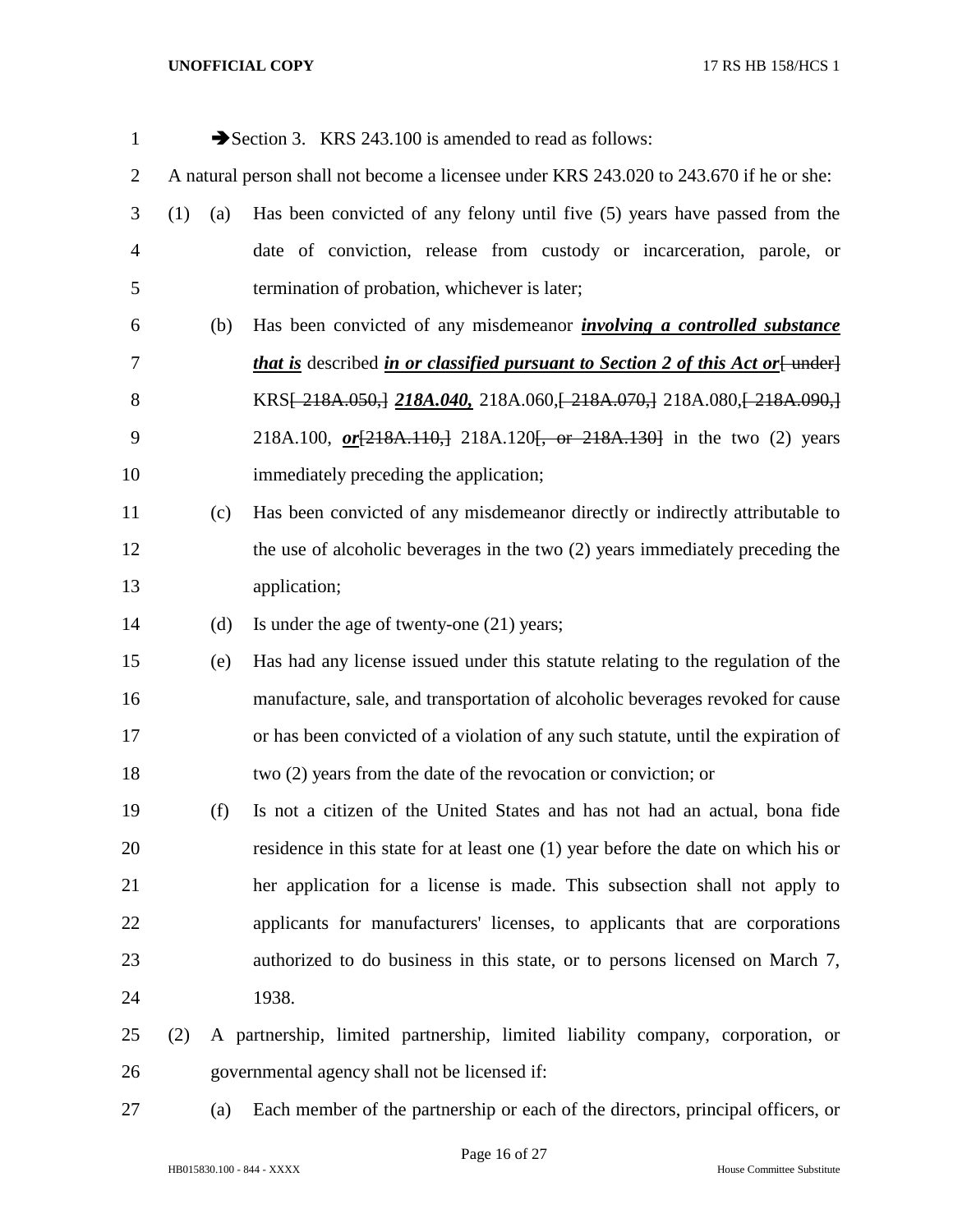➔Section 3. KRS 243.100 is amended to read as follows:

A natural person shall not become a licensee under KRS 243.020 to 243.670 if he or she:

(1) (a) Has been convicted of any felony until five (5) years have passed from the date of conviction, release from custody or incarceration, parole, or termination of probation, whichever is later;

(b) Has been convicted of any misdemeanor ***involving a controlled substance that is*** described ***in or classified pursuant to Section 2 of this Act or***~~[ under]~~ KRS~~[ 218A.050,]~~ ***218A.040,*** 218A.060,~~[ 218A.070,]~~ 218A.080,~~[ 218A.090,]~~ 218A.100, ***or***~~[218A.110,]~~ 218A.120~~[, or 218A.130]~~ in the two (2) years immediately preceding the application;

(c) Has been convicted of any misdemeanor directly or indirectly attributable to the use of alcoholic beverages in the two (2) years immediately preceding the application;

(d) Is under the age of twenty-one (21) years;

(e) Has had any license issued under this statute relating to the regulation of the manufacture, sale, and transportation of alcoholic beverages revoked for cause or has been convicted of a violation of any such statute, until the expiration of two (2) years from the date of the revocation or conviction; or

(f) Is not a citizen of the United States and has not had an actual, bona fide residence in this state for at least one (1) year before the date on which his or her application for a license is made. This subsection shall not apply to applicants for manufacturers' licenses, to applicants that are corporations authorized to do business in this state, or to persons licensed on March 7, 1938.

(2) A partnership, limited partnership, limited liability company, corporation, or governmental agency shall not be licensed if:

(a) Each member of the partnership or each of the directors, principal officers, or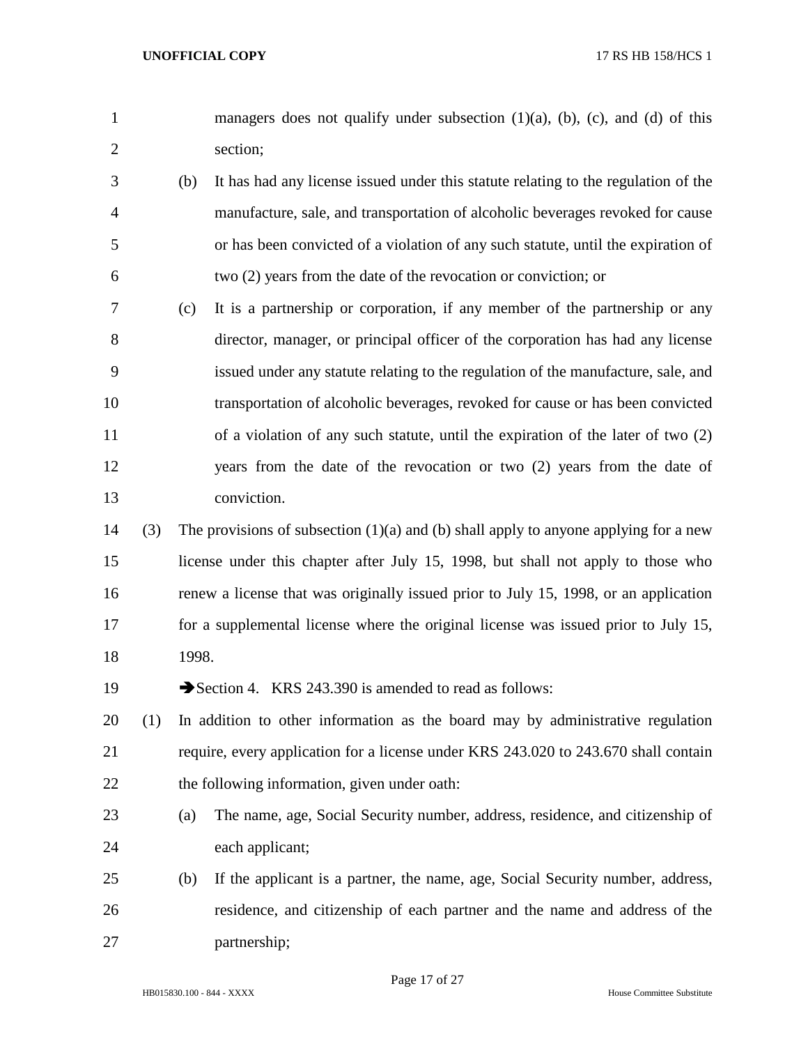managers does not qualify under subsection (1)(a), (b), (c), and (d) of this section;

(b) It has had any license issued under this statute relating to the regulation of the manufacture, sale, and transportation of alcoholic beverages revoked for cause or has been convicted of a violation of any such statute, until the expiration of two (2) years from the date of the revocation or conviction; or

(c) It is a partnership or corporation, if any member of the partnership or any director, manager, or principal officer of the corporation has had any license issued under any statute relating to the regulation of the manufacture, sale, and transportation of alcoholic beverages, revoked for cause or has been convicted of a violation of any such statute, until the expiration of the later of two (2) years from the date of the revocation or two (2) years from the date of conviction.

(3) The provisions of subsection (1)(a) and (b) shall apply to anyone applying for a new license under this chapter after July 15, 1998, but shall not apply to those who renew a license that was originally issued prior to July 15, 1998, or an application for a supplemental license where the original license was issued prior to July 15, 1998.

➔Section 4. KRS 243.390 is amended to read as follows:

(1) In addition to other information as the board may by administrative regulation require, every application for a license under KRS 243.020 to 243.670 shall contain the following information, given under oath:

(a) The name, age, Social Security number, address, residence, and citizenship of each applicant;

(b) If the applicant is a partner, the name, age, Social Security number, address, residence, and citizenship of each partner and the name and address of the partnership;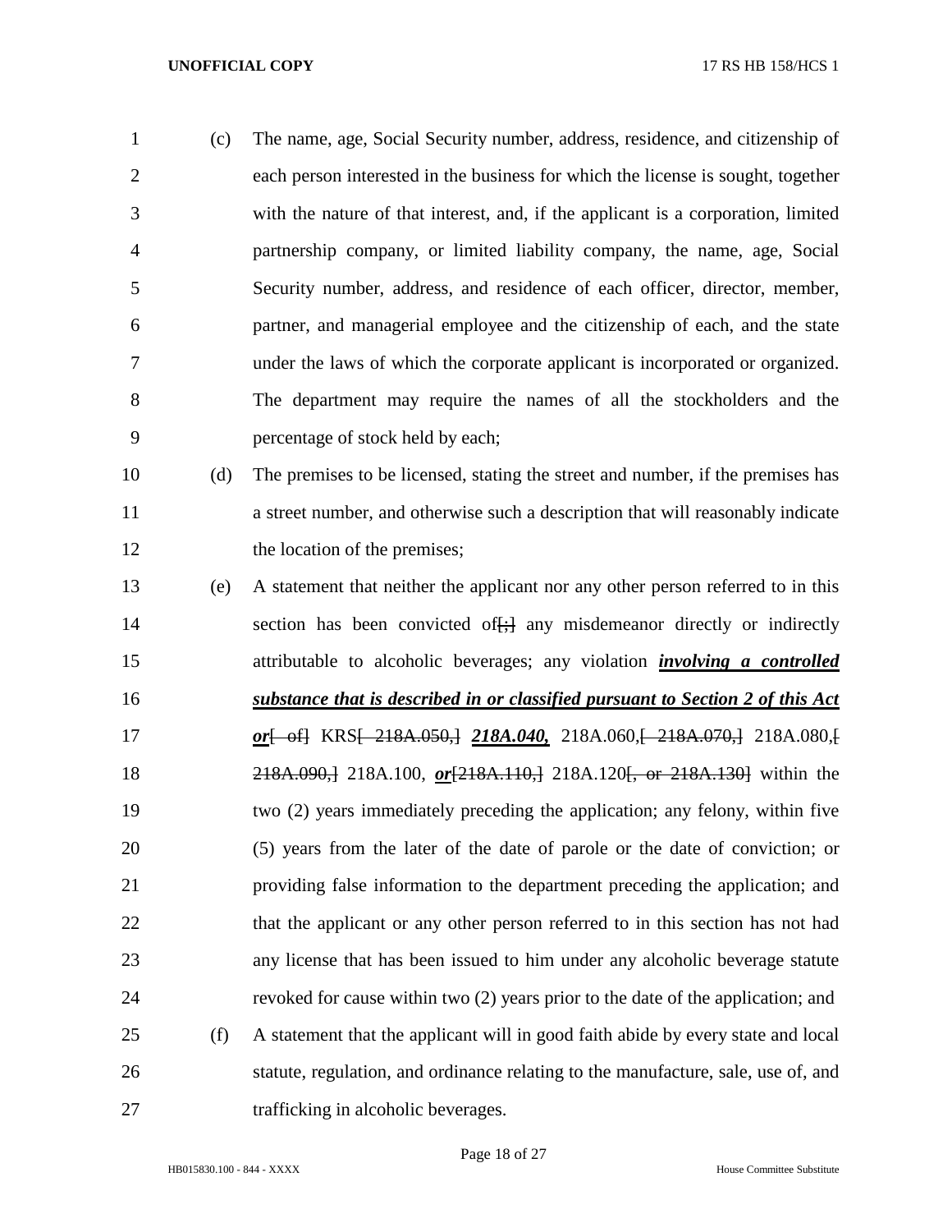(c) The name, age, Social Security number, address, residence, and citizenship of each person interested in the business for which the license is sought, together with the nature of that interest, and, if the applicant is a corporation, limited partnership company, or limited liability company, the name, age, Social Security number, address, and residence of each officer, director, member, partner, and managerial employee and the citizenship of each, and the state under the laws of which the corporate applicant is incorporated or organized. The department may require the names of all the stockholders and the percentage of stock held by each;

(d) The premises to be licensed, stating the street and number, if the premises has a street number, and otherwise such a description that will reasonably indicate the location of the premises;

(e) A statement that neither the applicant nor any other person referred to in this section has been convicted of~~[:]~~ any misdemeanor directly or indirectly attributable to alcoholic beverages; any violation ***involving a controlled substance that is described in or classified pursuant to Section 2 of this Act or***~~[ of]~~ KRS~~[ 218A.050,]~~ ***218A.040,*** 218A.060,~~[ 218A.070,]~~ 218A.080,~~[ 218A.090,]~~ 218A.100, ***or***~~[218A.110,]~~ 218A.120~~[, or 218A.130]~~ within the two (2) years immediately preceding the application; any felony, within five (5) years from the later of the date of parole or the date of conviction; or providing false information to the department preceding the application; and that the applicant or any other person referred to in this section has not had any license that has been issued to him under any alcoholic beverage statute revoked for cause within two (2) years prior to the date of the application; and

(f) A statement that the applicant will in good faith abide by every state and local statute, regulation, and ordinance relating to the manufacture, sale, use of, and trafficking in alcoholic beverages.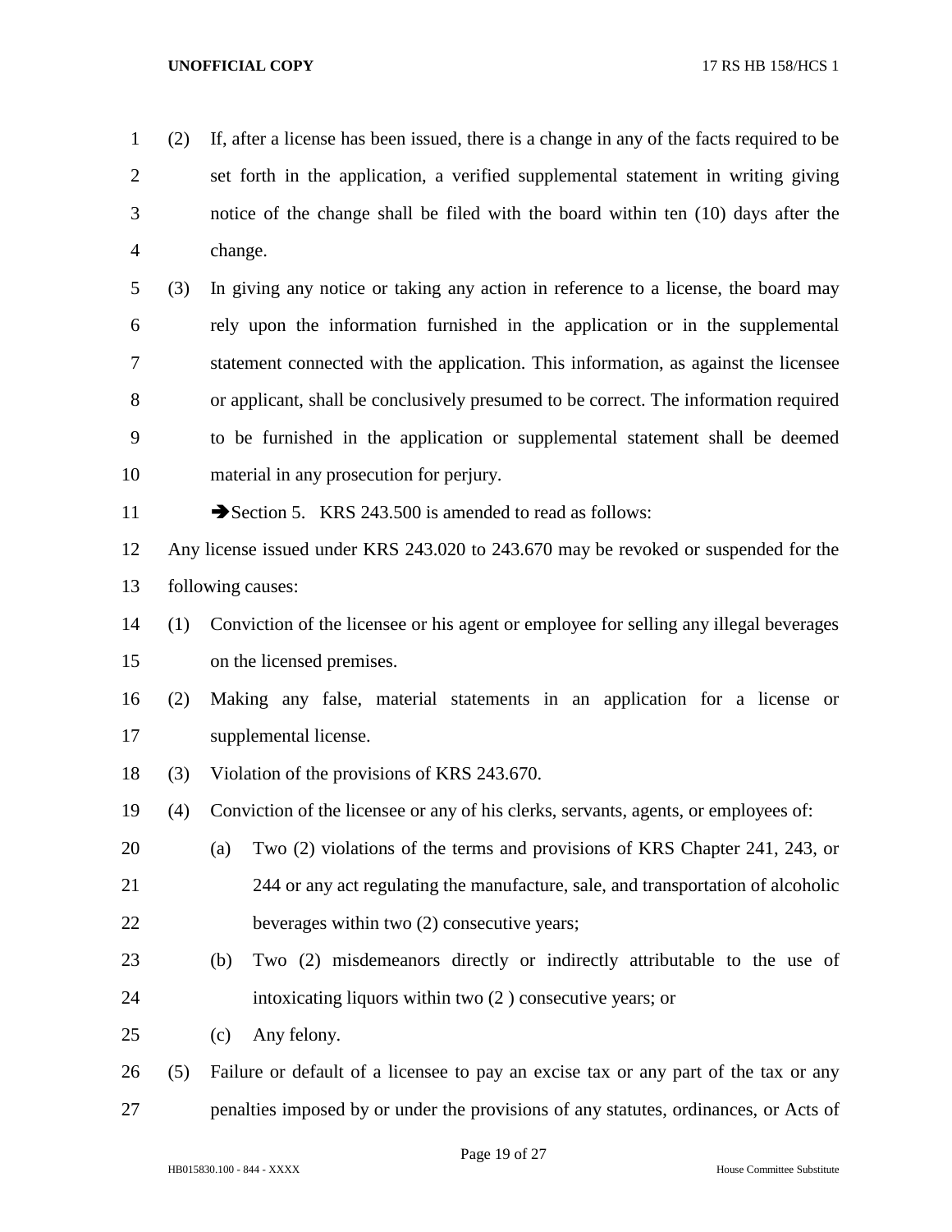(2) If, after a license has been issued, there is a change in any of the facts required to be set forth in the application, a verified supplemental statement in writing giving notice of the change shall be filed with the board within ten (10) days after the change.

(3) In giving any notice or taking any action in reference to a license, the board may rely upon the information furnished in the application or in the supplemental statement connected with the application. This information, as against the licensee or applicant, shall be conclusively presumed to be correct. The information required to be furnished in the application or supplemental statement shall be deemed material in any prosecution for perjury.

➔Section 5. KRS 243.500 is amended to read as follows:

Any license issued under KRS 243.020 to 243.670 may be revoked or suspended for the following causes:

(1) Conviction of the licensee or his agent or employee for selling any illegal beverages on the licensed premises.

(2) Making any false, material statements in an application for a license or supplemental license.

(3) Violation of the provisions of KRS 243.670.

(4) Conviction of the licensee or any of his clerks, servants, agents, or employees of:

  (a) Two (2) violations of the terms and provisions of KRS Chapter 241, 243, or 244 or any act regulating the manufacture, sale, and transportation of alcoholic beverages within two (2) consecutive years;

  (b) Two (2) misdemeanors directly or indirectly attributable to the use of intoxicating liquors within two (2 ) consecutive years; or

  (c) Any felony.

(5) Failure or default of a licensee to pay an excise tax or any part of the tax or any penalties imposed by or under the provisions of any statutes, ordinances, or Acts of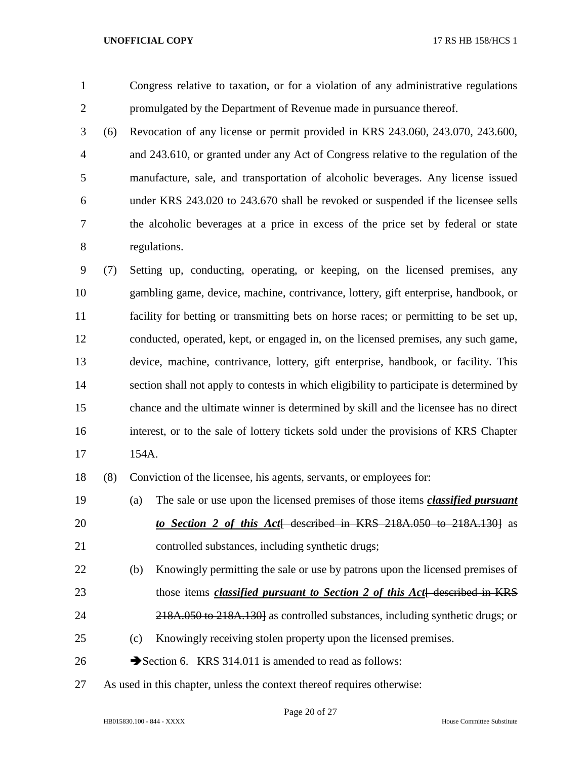Congress relative to taxation, or for a violation of any administrative regulations promulgated by the Department of Revenue made in pursuance thereof.

(6) Revocation of any license or permit provided in KRS 243.060, 243.070, 243.600, and 243.610, or granted under any Act of Congress relative to the regulation of the manufacture, sale, and transportation of alcoholic beverages. Any license issued under KRS 243.020 to 243.670 shall be revoked or suspended if the licensee sells the alcoholic beverages at a price in excess of the price set by federal or state regulations.

(7) Setting up, conducting, operating, or keeping, on the licensed premises, any gambling game, device, machine, contrivance, lottery, gift enterprise, handbook, or facility for betting or transmitting bets on horse races; or permitting to be set up, conducted, operated, kept, or engaged in, on the licensed premises, any such game, device, machine, contrivance, lottery, gift enterprise, handbook, or facility. This section shall not apply to contests in which eligibility to participate is determined by chance and the ultimate winner is determined by skill and the licensee has no direct interest, or to the sale of lottery tickets sold under the provisions of KRS Chapter 154A.

(8) Conviction of the licensee, his agents, servants, or employees for:

(a) The sale or use upon the licensed premises of those items ***classified pursuant to Section 2 of this Act***[ ~~described in KRS 218A.050 to 218A.130~~] as controlled substances, including synthetic drugs;

(b) Knowingly permitting the sale or use by patrons upon the licensed premises of those items ***classified pursuant to Section 2 of this Act***[ ~~described in KRS 218A.050 to 218A.130~~] as controlled substances, including synthetic drugs; or

(c) Knowingly receiving stolen property upon the licensed premises.

➔Section 6. KRS 314.011 is amended to read as follows:

As used in this chapter, unless the context thereof requires otherwise: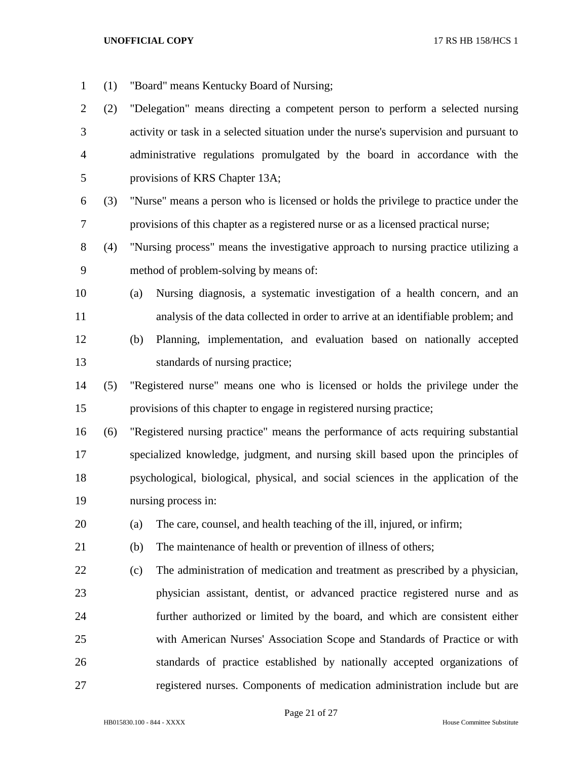(1) "Board" means Kentucky Board of Nursing;

(2) "Delegation" means directing a competent person to perform a selected nursing activity or task in a selected situation under the nurse's supervision and pursuant to administrative regulations promulgated by the board in accordance with the provisions of KRS Chapter 13A;

(3) "Nurse" means a person who is licensed or holds the privilege to practice under the provisions of this chapter as a registered nurse or as a licensed practical nurse;

(4) "Nursing process" means the investigative approach to nursing practice utilizing a method of problem-solving by means of:

  (a) Nursing diagnosis, a systematic investigation of a health concern, and an analysis of the data collected in order to arrive at an identifiable problem; and

  (b) Planning, implementation, and evaluation based on nationally accepted standards of nursing practice;

(5) "Registered nurse" means one who is licensed or holds the privilege under the provisions of this chapter to engage in registered nursing practice;

(6) "Registered nursing practice" means the performance of acts requiring substantial specialized knowledge, judgment, and nursing skill based upon the principles of psychological, biological, physical, and social sciences in the application of the nursing process in:

  (a) The care, counsel, and health teaching of the ill, injured, or infirm;

  (b) The maintenance of health or prevention of illness of others;

  (c) The administration of medication and treatment as prescribed by a physician, physician assistant, dentist, or advanced practice registered nurse and as further authorized or limited by the board, and which are consistent either with American Nurses' Association Scope and Standards of Practice or with standards of practice established by nationally accepted organizations of registered nurses. Components of medication administration include but are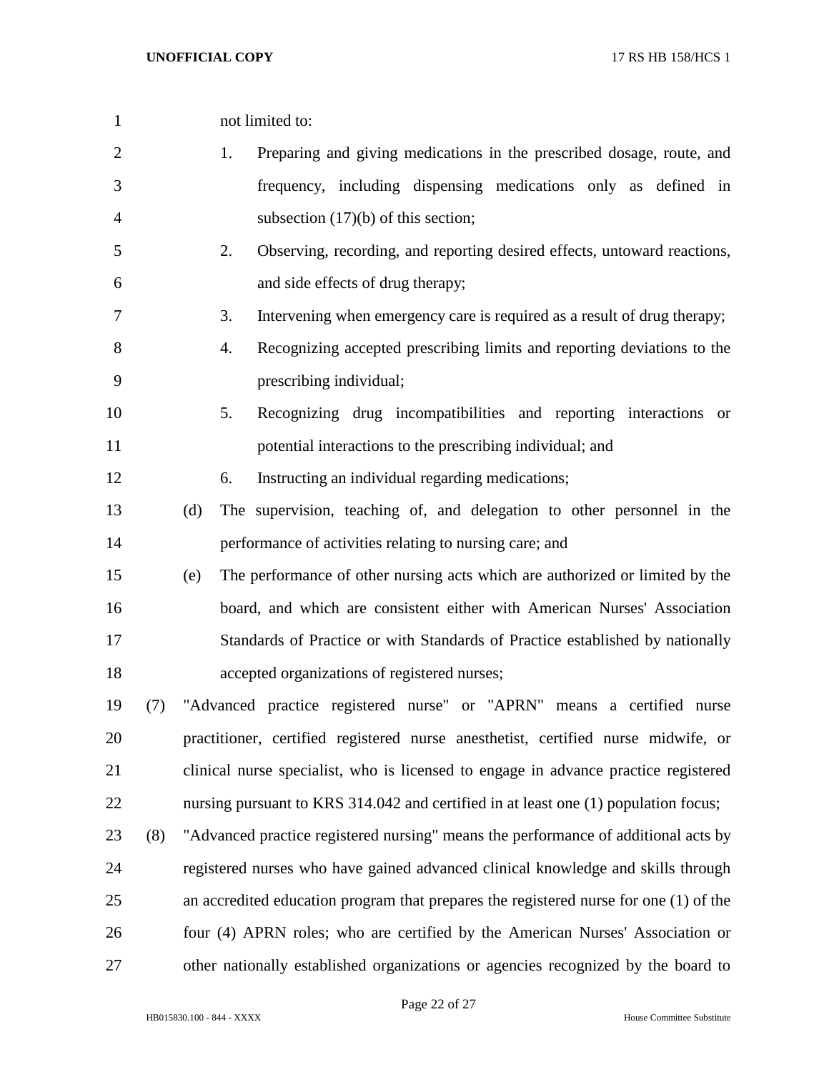not limited to:

1. Preparing and giving medications in the prescribed dosage, route, and frequency, including dispensing medications only as defined in subsection (17)(b) of this section;
2. Observing, recording, and reporting desired effects, untoward reactions, and side effects of drug therapy;
3. Intervening when emergency care is required as a result of drug therapy;
4. Recognizing accepted prescribing limits and reporting deviations to the prescribing individual;
5. Recognizing drug incompatibilities and reporting interactions or potential interactions to the prescribing individual; and
6. Instructing an individual regarding medications;

(d) The supervision, teaching of, and delegation to other personnel in the performance of activities relating to nursing care; and

(e) The performance of other nursing acts which are authorized or limited by the board, and which are consistent either with American Nurses' Association Standards of Practice or with Standards of Practice established by nationally accepted organizations of registered nurses;

(7) "Advanced practice registered nurse" or "APRN" means a certified nurse practitioner, certified registered nurse anesthetist, certified nurse midwife, or clinical nurse specialist, who is licensed to engage in advance practice registered nursing pursuant to KRS 314.042 and certified in at least one (1) population focus;

(8) "Advanced practice registered nursing" means the performance of additional acts by registered nurses who have gained advanced clinical knowledge and skills through an accredited education program that prepares the registered nurse for one (1) of the four (4) APRN roles; who are certified by the American Nurses' Association or other nationally established organizations or agencies recognized by the board to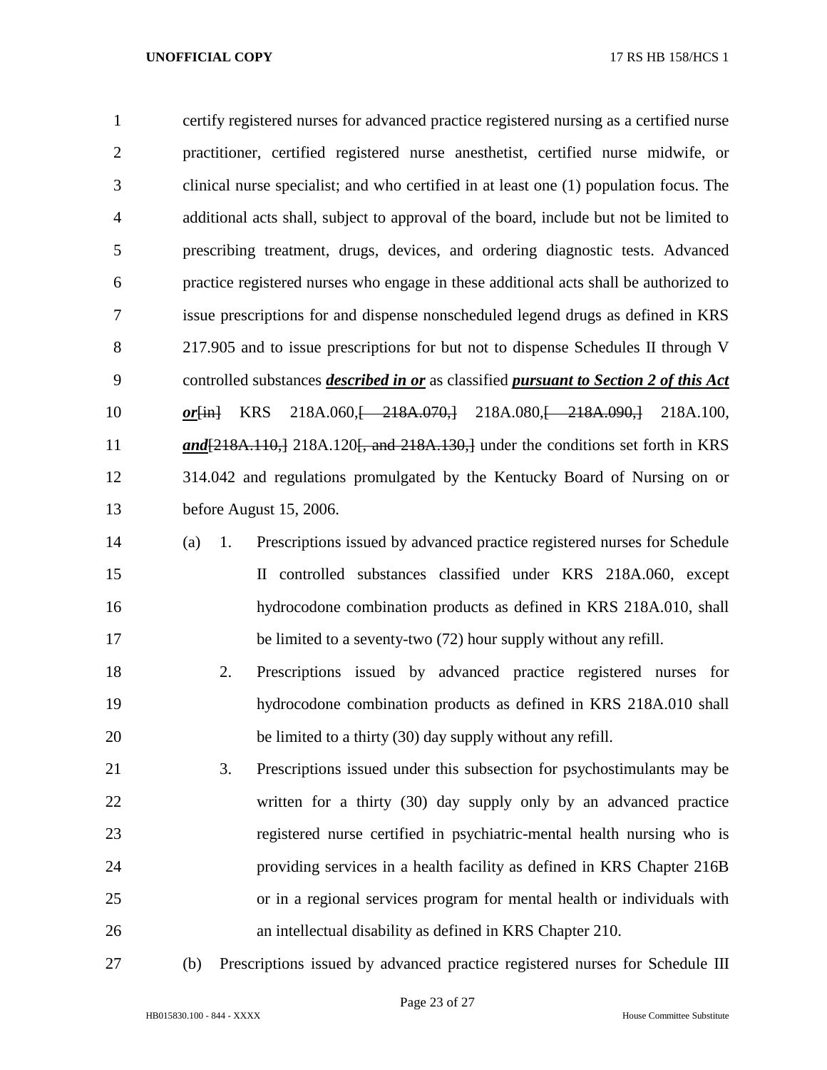certify registered nurses for advanced practice registered nursing as a certified nurse practitioner, certified registered nurse anesthetist, certified nurse midwife, or clinical nurse specialist; and who certified in at least one (1) population focus. The additional acts shall, subject to approval of the board, include but not be limited to prescribing treatment, drugs, devices, and ordering diagnostic tests. Advanced practice registered nurses who engage in these additional acts shall be authorized to issue prescriptions for and dispense nonscheduled legend drugs as defined in KRS 217.905 and to issue prescriptions for but not to dispense Schedules II through V controlled substances ***described in or*** as classified ***pursuant to Section 2 of this Act or***~~[in]~~ KRS 218A.060,~~[ 218A.070,]~~ 218A.080,~~[ 218A.090,]~~ 218A.100, ***and***~~[218A.110,]~~ 218A.120~~[, and 218A.130,]~~ under the conditions set forth in KRS 314.042 and regulations promulgated by the Kentucky Board of Nursing on or before August 15, 2006.

(a) 1. Prescriptions issued by advanced practice registered nurses for Schedule II controlled substances classified under KRS 218A.060, except hydrocodone combination products as defined in KRS 218A.010, shall be limited to a seventy-two (72) hour supply without any refill.

2. Prescriptions issued by advanced practice registered nurses for hydrocodone combination products as defined in KRS 218A.010 shall be limited to a thirty (30) day supply without any refill.

3. Prescriptions issued under this subsection for psychostimulants may be written for a thirty (30) day supply only by an advanced practice registered nurse certified in psychiatric-mental health nursing who is providing services in a health facility as defined in KRS Chapter 216B or in a regional services program for mental health or individuals with an intellectual disability as defined in KRS Chapter 210.

(b) Prescriptions issued by advanced practice registered nurses for Schedule III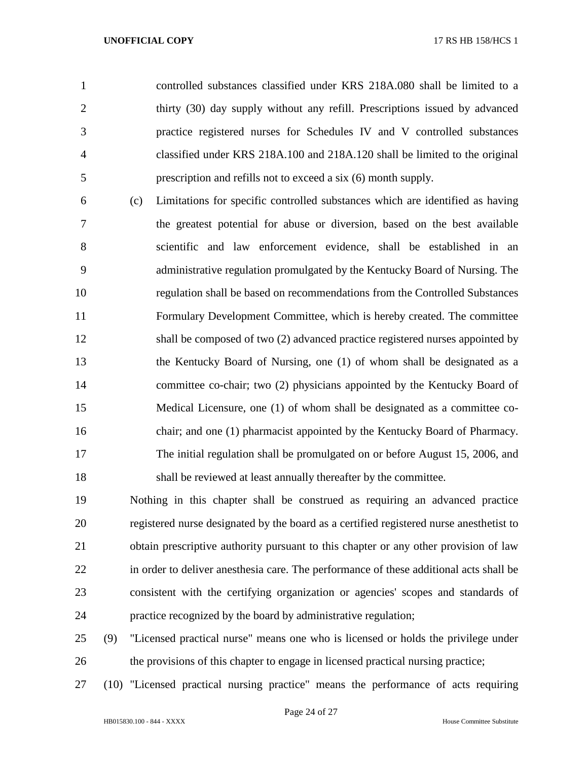controlled substances classified under KRS 218A.080 shall be limited to a thirty (30) day supply without any refill. Prescriptions issued by advanced practice registered nurses for Schedules IV and V controlled substances classified under KRS 218A.100 and 218A.120 shall be limited to the original prescription and refills not to exceed a six (6) month supply.

(c) Limitations for specific controlled substances which are identified as having the greatest potential for abuse or diversion, based on the best available scientific and law enforcement evidence, shall be established in an administrative regulation promulgated by the Kentucky Board of Nursing. The regulation shall be based on recommendations from the Controlled Substances Formulary Development Committee, which is hereby created. The committee shall be composed of two (2) advanced practice registered nurses appointed by the Kentucky Board of Nursing, one (1) of whom shall be designated as a committee co-chair; two (2) physicians appointed by the Kentucky Board of Medical Licensure, one (1) of whom shall be designated as a committee co-chair; and one (1) pharmacist appointed by the Kentucky Board of Pharmacy. The initial regulation shall be promulgated on or before August 15, 2006, and shall be reviewed at least annually thereafter by the committee.

Nothing in this chapter shall be construed as requiring an advanced practice registered nurse designated by the board as a certified registered nurse anesthetist to obtain prescriptive authority pursuant to this chapter or any other provision of law in order to deliver anesthesia care. The performance of these additional acts shall be consistent with the certifying organization or agencies' scopes and standards of practice recognized by the board by administrative regulation;

(9) "Licensed practical nurse" means one who is licensed or holds the privilege under the provisions of this chapter to engage in licensed practical nursing practice;

(10) "Licensed practical nursing practice" means the performance of acts requiring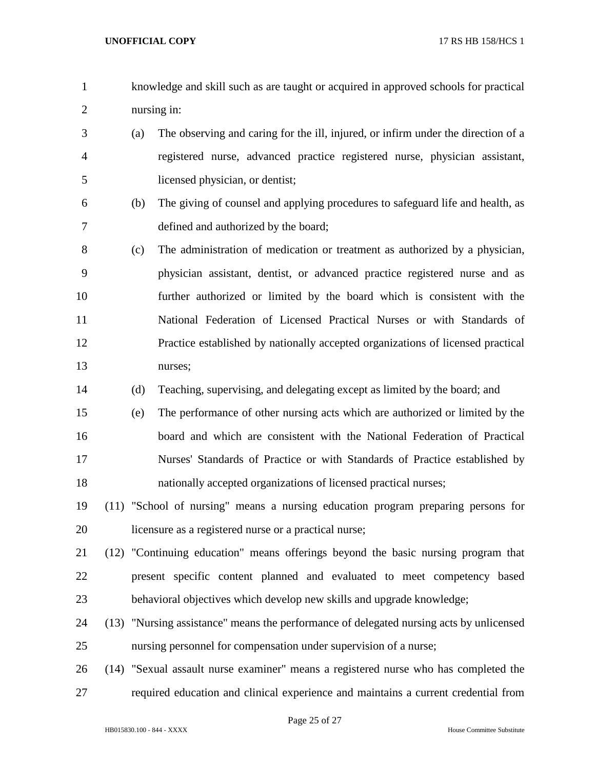knowledge and skill such as are taught or acquired in approved schools for practical nursing in:

(a) The observing and caring for the ill, injured, or infirm under the direction of a registered nurse, advanced practice registered nurse, physician assistant, licensed physician, or dentist;

(b) The giving of counsel and applying procedures to safeguard life and health, as defined and authorized by the board;

(c) The administration of medication or treatment as authorized by a physician, physician assistant, dentist, or advanced practice registered nurse and as further authorized or limited by the board which is consistent with the National Federation of Licensed Practical Nurses or with Standards of Practice established by nationally accepted organizations of licensed practical nurses;

(d) Teaching, supervising, and delegating except as limited by the board; and

(e) The performance of other nursing acts which are authorized or limited by the board and which are consistent with the National Federation of Practical Nurses' Standards of Practice or with Standards of Practice established by nationally accepted organizations of licensed practical nurses;

(11) "School of nursing" means a nursing education program preparing persons for licensure as a registered nurse or a practical nurse;

(12) "Continuing education" means offerings beyond the basic nursing program that present specific content planned and evaluated to meet competency based behavioral objectives which develop new skills and upgrade knowledge;

(13) "Nursing assistance" means the performance of delegated nursing acts by unlicensed nursing personnel for compensation under supervision of a nurse;

(14) "Sexual assault nurse examiner" means a registered nurse who has completed the required education and clinical experience and maintains a current credential from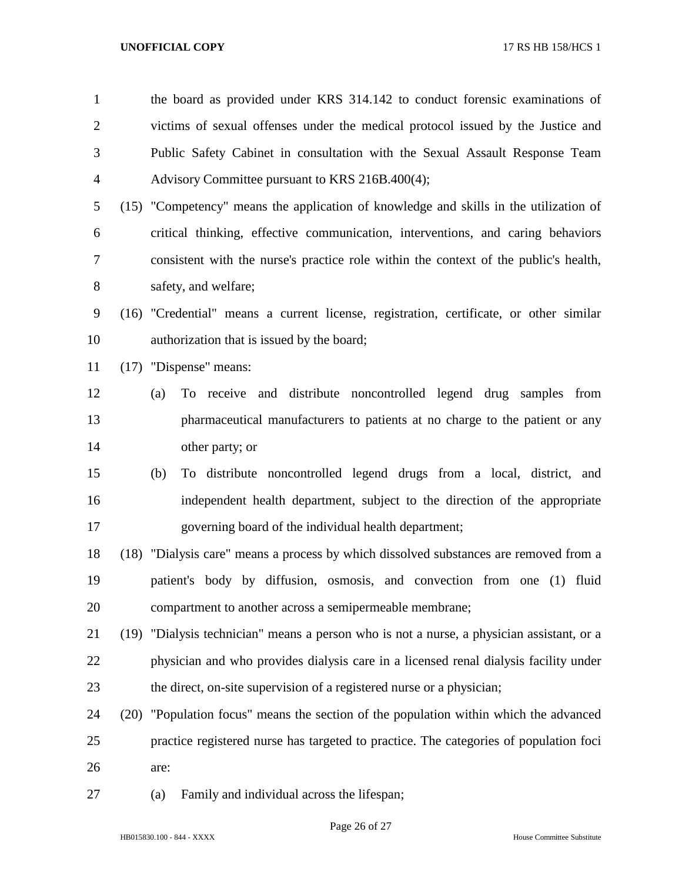the board as provided under KRS 314.142 to conduct forensic examinations of victims of sexual offenses under the medical protocol issued by the Justice and Public Safety Cabinet in consultation with the Sexual Assault Response Team Advisory Committee pursuant to KRS 216B.400(4);

(15) "Competency" means the application of knowledge and skills in the utilization of critical thinking, effective communication, interventions, and caring behaviors consistent with the nurse's practice role within the context of the public's health, safety, and welfare;

(16) "Credential" means a current license, registration, certificate, or other similar authorization that is issued by the board;

(17) "Dispense" means:

(a) To receive and distribute noncontrolled legend drug samples from pharmaceutical manufacturers to patients at no charge to the patient or any other party; or

(b) To distribute noncontrolled legend drugs from a local, district, and independent health department, subject to the direction of the appropriate governing board of the individual health department;

(18) "Dialysis care" means a process by which dissolved substances are removed from a patient's body by diffusion, osmosis, and convection from one (1) fluid compartment to another across a semipermeable membrane;

(19) "Dialysis technician" means a person who is not a nurse, a physician assistant, or a physician and who provides dialysis care in a licensed renal dialysis facility under the direct, on-site supervision of a registered nurse or a physician;

(20) "Population focus" means the section of the population within which the advanced practice registered nurse has targeted to practice. The categories of population foci are:

(a) Family and individual across the lifespan;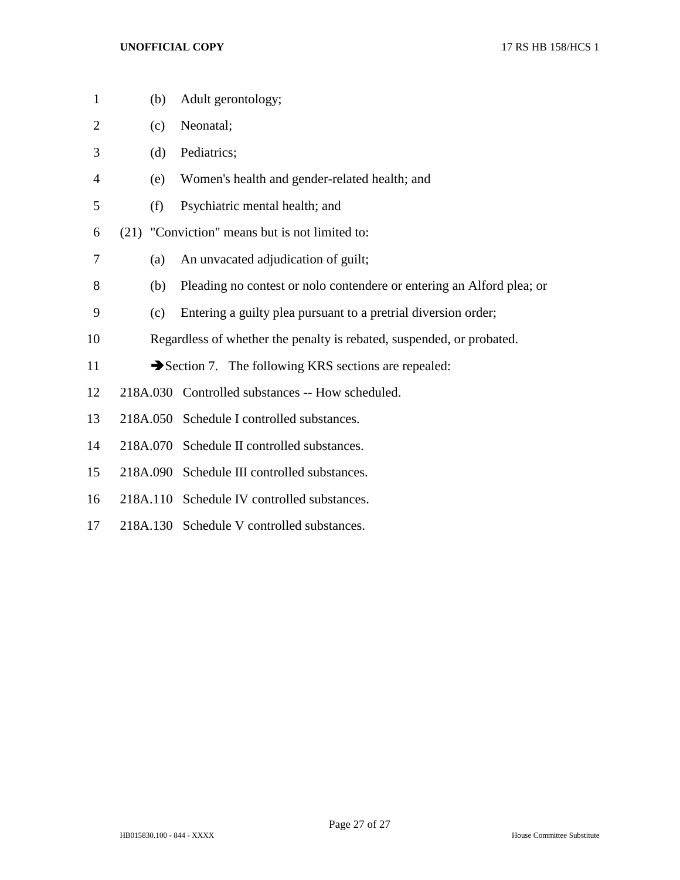(b) Adult gerontology;

(c) Neonatal;

(d) Pediatrics;

(e) Women's health and gender-related health; and

(f) Psychiatric mental health; and

(21) "Conviction" means but is not limited to:

(a) An unvacated adjudication of guilt;

(b) Pleading no contest or nolo contendere or entering an Alford plea; or

(c) Entering a guilty plea pursuant to a pretrial diversion order;

Regardless of whether the penalty is rebated, suspended, or probated.

➔Section 7. The following KRS sections are repealed:

218A.030 Controlled substances -- How scheduled.

218A.050 Schedule I controlled substances.

218A.070 Schedule II controlled substances.

218A.090 Schedule III controlled substances.

218A.110 Schedule IV controlled substances.

218A.130 Schedule V controlled substances.